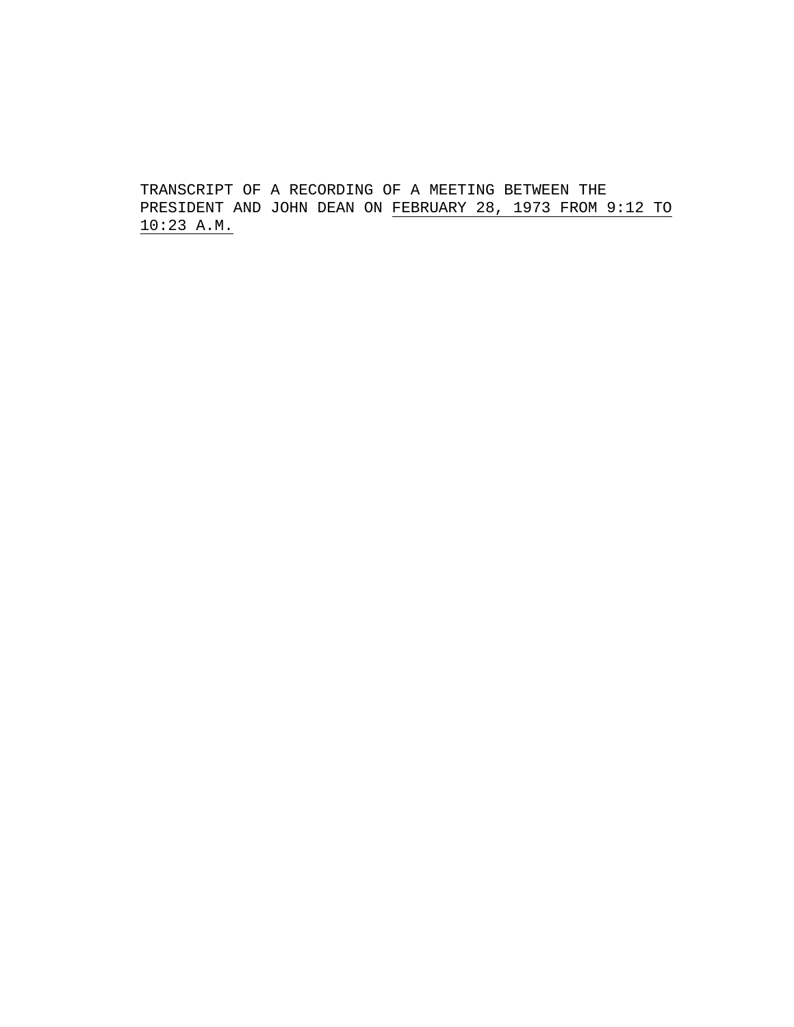TRANSCRIPT OF A RECORDING OF A MEETING BETWEEN THE PRESIDENT AND JOHN DEAN ON FEBRUARY 28, 1973 FROM 9:12 TO 10:23 A.M.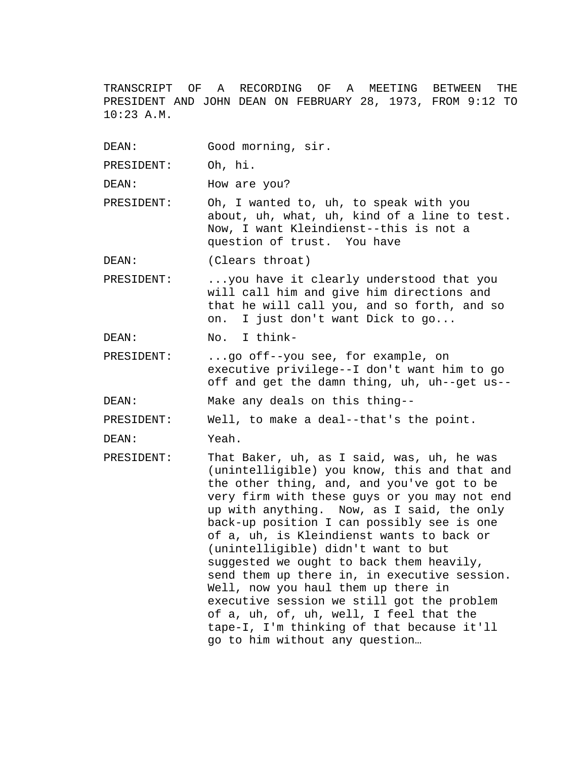TRANSCRIPT OF A RECORDING OF A MEETING BETWEEN THE PRESIDENT AND JOHN DEAN ON FEBRUARY 28, 1973, FROM 9:12 TO 10:23 A.M.

DEAN: Good morning, sir.

PRESIDENT: Oh, hi.

DEAN: How are you?

PRESIDENT: Oh, I wanted to, uh, to speak with you about, uh, what, uh, kind of a line to test. Now, I want Kleindienst--this is not a question of trust. You have

DEAN: (Clears throat)

PRESIDENT: ...you have it clearly understood that you will call him and give him directions and that he will call you, and so forth, and so on. I just don't want Dick to go...

DEAN: No. I think-

PRESIDENT: ...go off--you see, for example, on executive privilege--I don't want him to go off and get the damn thing, uh, uh--get us--

DEAN: Make any deals on this thing--

PRESIDENT: Well, to make a deal--that's the point.

DEAN: Yeah.

PRESIDENT: That Baker, uh, as I said, was, uh, he was (unintelligible) you know, this and that and the other thing, and, and you've got to be very firm with these guys or you may not end up with anything. Now, as I said, the only back-up position I can possibly see is one of a, uh, is Kleindienst wants to back or (unintelligible) didn't want to but suggested we ought to back them heavily, send them up there in, in executive session. Well, now you haul them up there in executive session we still got the problem of a, uh, of, uh, well, I feel that the tape-I, I'm thinking of that because it'll go to him without any question…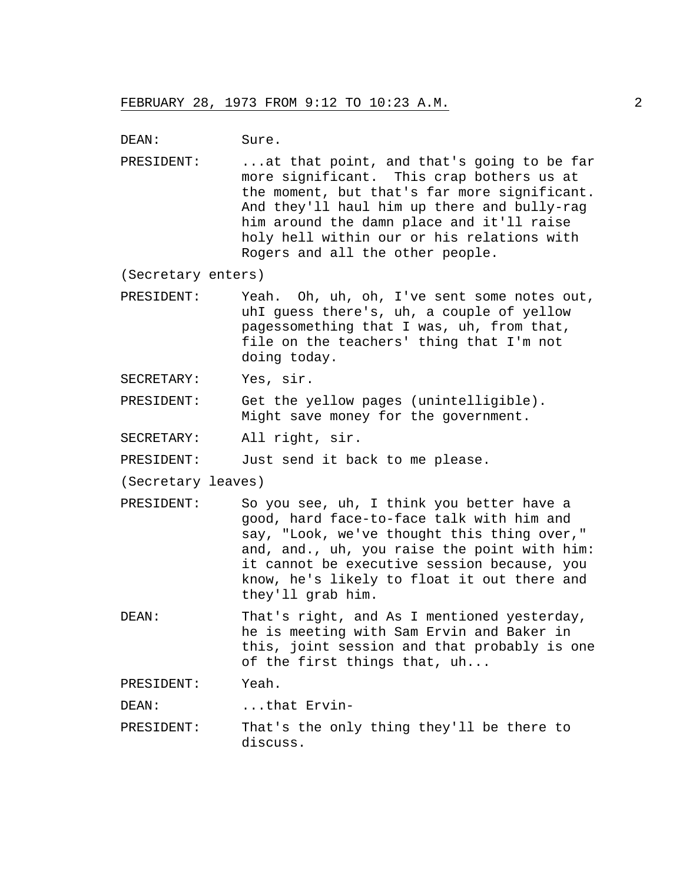DEAN: Sure.

PRESIDENT: ...at that point, and that's going to be far more significant. This crap bothers us at the moment, but that's far more significant. And they'll haul him up there and bully-rag him around the damn place and it'll raise holy hell within our or his relations with Rogers and all the other people.

(Secretary enters)

PRESIDENT: Yeah. Oh, uh, oh, I've sent some notes out, uhI guess there's, uh, a couple of yellow pagessomething that I was, uh, from that, file on the teachers' thing that I'm not doing today.

SECRETARY: Yes, sir.

PRESIDENT: Get the yellow pages (unintelligible). Might save money for the government.

SECRETARY: All right, sir.

PRESIDENT: Just send it back to me please.

(Secretary leaves)

PRESIDENT: So you see, uh, I think you better have a good, hard face-to-face talk with him and say, "Look, we've thought this thing over," and, and., uh, you raise the point with him: it cannot be executive session because, you know, he's likely to float it out there and they'll grab him.

DEAN: That's right, and As I mentioned yesterday, he is meeting with Sam Ervin and Baker in this, joint session and that probably is one of the first things that, uh...

PRESIDENT: Yeah.

DEAN: ...that Ervin-

PRESIDENT: That's the only thing they'll be there to discuss.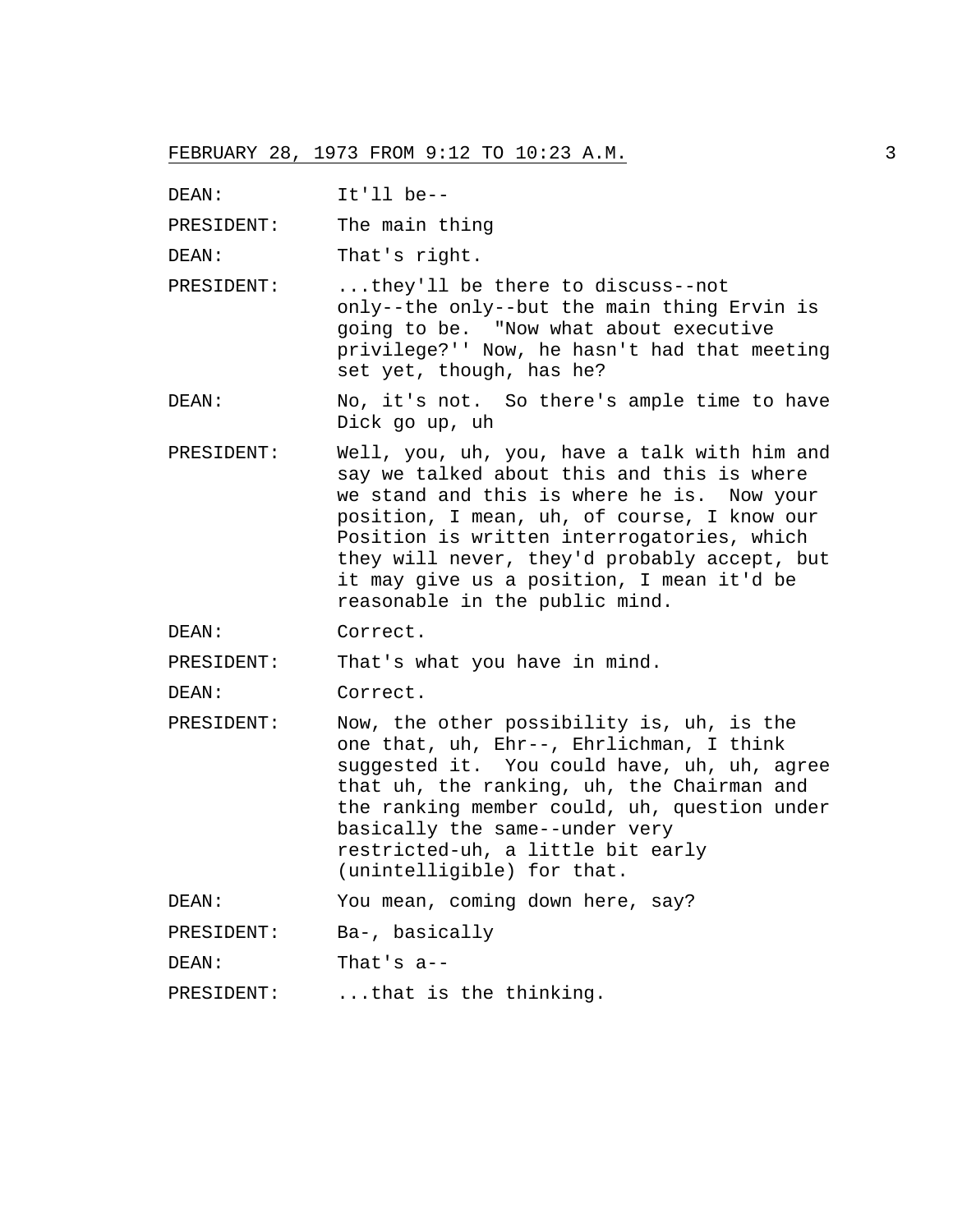FEBRUARY 28, 1973 FROM 9:12 TO 10:23 A.M.

DEAN: It'll be--

PRESIDENT: The main thing

DEAN: That's right.

PRESIDENT: ...they'll be there to discuss--not only--the only--but the main thing Ervin is going to be. "Now what about executive privilege?'' Now, he hasn't had that meeting set yet, though, has he?

DEAN: No, it's not. So there's ample time to have Dick go up, uh

PRESIDENT: Well, you, uh, you, have a talk with him and say we talked about this and this is where we stand and this is where he is. Now your position, I mean, uh, of course, I know our Position is written interrogatories, which they will never, they'd probably accept, but it may give us a position, I mean it'd be reasonable in the public mind.

DEAN: Correct.

PRESIDENT: That's what you have in mind.

DEAN: Correct.

PRESIDENT: Now, the other possibility is, uh, is the one that, uh, Ehr--, Ehrlichman, I think suggested it. You could have, uh, uh, agree that uh, the ranking, uh, the Chairman and the ranking member could, uh, question under basically the same--under very restricted-uh, a little bit early (unintelligible) for that.

DEAN: You mean, coming down here, say?

PRESIDENT: Ba-, basically

DEAN: That's a--

PRESIDENT: ...that is the thinking.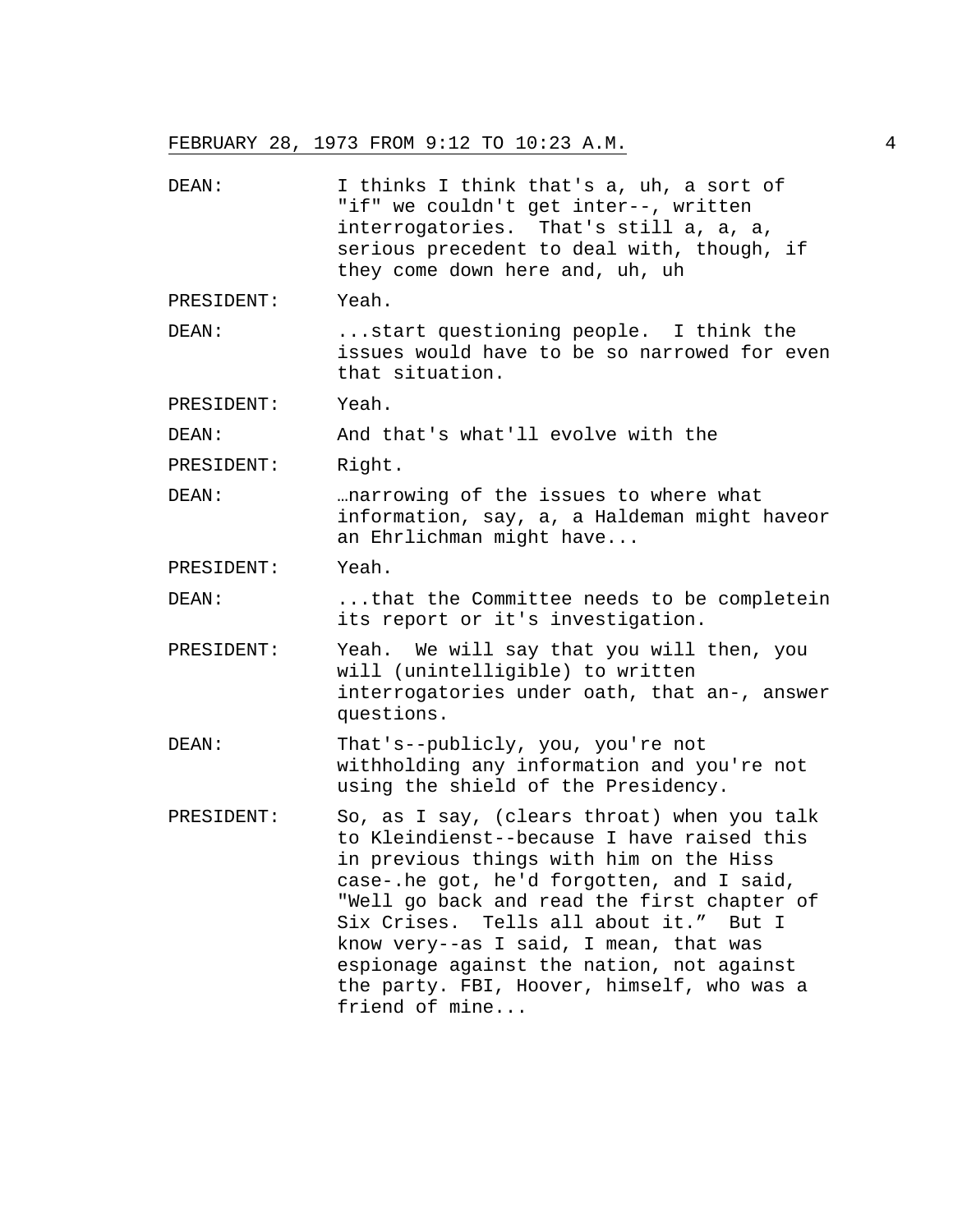DEAN: I thinks I think that's a, uh, a sort of "if" we couldn't get inter--, written interrogatories. That's still a, a, a, serious precedent to deal with, though, if they come down here and, uh, uh

PRESIDENT: Yeah.

DEAN: ...start questioning people. I think the issues would have to be so narrowed for even that situation.

PRESIDENT: Yeah.

DEAN: And that's what'll evolve with the

PRESIDENT: Right.

DEAN: …narrowing of the issues to where what information, say, a, a Haldeman might haveor an Ehrlichman might have...

PRESIDENT: Yeah.

DEAN: ...that the Committee needs to be completein its report or it's investigation.

PRESIDENT: Yeah. We will say that you will then, you will (unintelligible) to written interrogatories under oath, that an-, answer questions.

DEAN: That's--publicly, you, you're not withholding any information and you're not using the shield of the Presidency.

PRESIDENT: So, as I say, (clears throat) when you talk to Kleindienst--because I have raised this in previous things with him on the Hiss case-.he got, he'd forgotten, and I said, "Well go back and read the first chapter of Six Crises. Tells all about it." But I know very--as I said, I mean, that was espionage against the nation, not against the party. FBI, Hoover, himself, who was a friend of mine...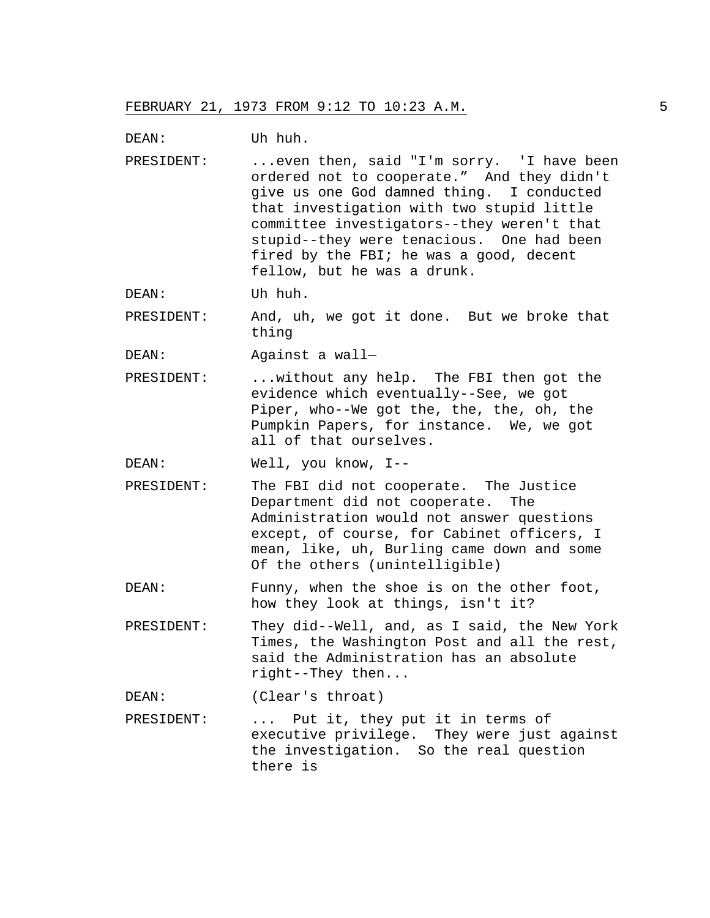DEAN: Uh huh.

PRESIDENT: ...even then, said "I'm sorry. 'I have been ordered not to cooperate." And they didn't give us one God damned thing. I conducted that investigation with two stupid little committee investigators--they weren't that stupid--they were tenacious. One had been fired by the FBI; he was a good, decent fellow, but he was a drunk.

DEAN: Uh huh.

PRESIDENT: And, uh, we got it done. But we broke that thing

DEAN: Against a wall—

PRESIDENT: ...without any help. The FBI then got the evidence which eventually--See, we got Piper, who--We got the, the, the, oh, the Pumpkin Papers, for instance. We, we got all of that ourselves.

DEAN: Well, you know, I--

PRESIDENT: The FBI did not cooperate. The Justice Department did not cooperate. The Administration would not answer questions except, of course, for Cabinet officers, I mean, like, uh, Burling came down and some Of the others (unintelligible)

DEAN: Funny, when the shoe is on the other foot, how they look at things, isn't it?

PRESIDENT: They did--Well, and, as I said, the New York Times, the Washington Post and all the rest, said the Administration has an absolute right--They then...

DEAN: (Clear's throat)

PRESIDENT: ... Put it, they put it in terms of executive privilege. They were just against the investigation. So the real question there is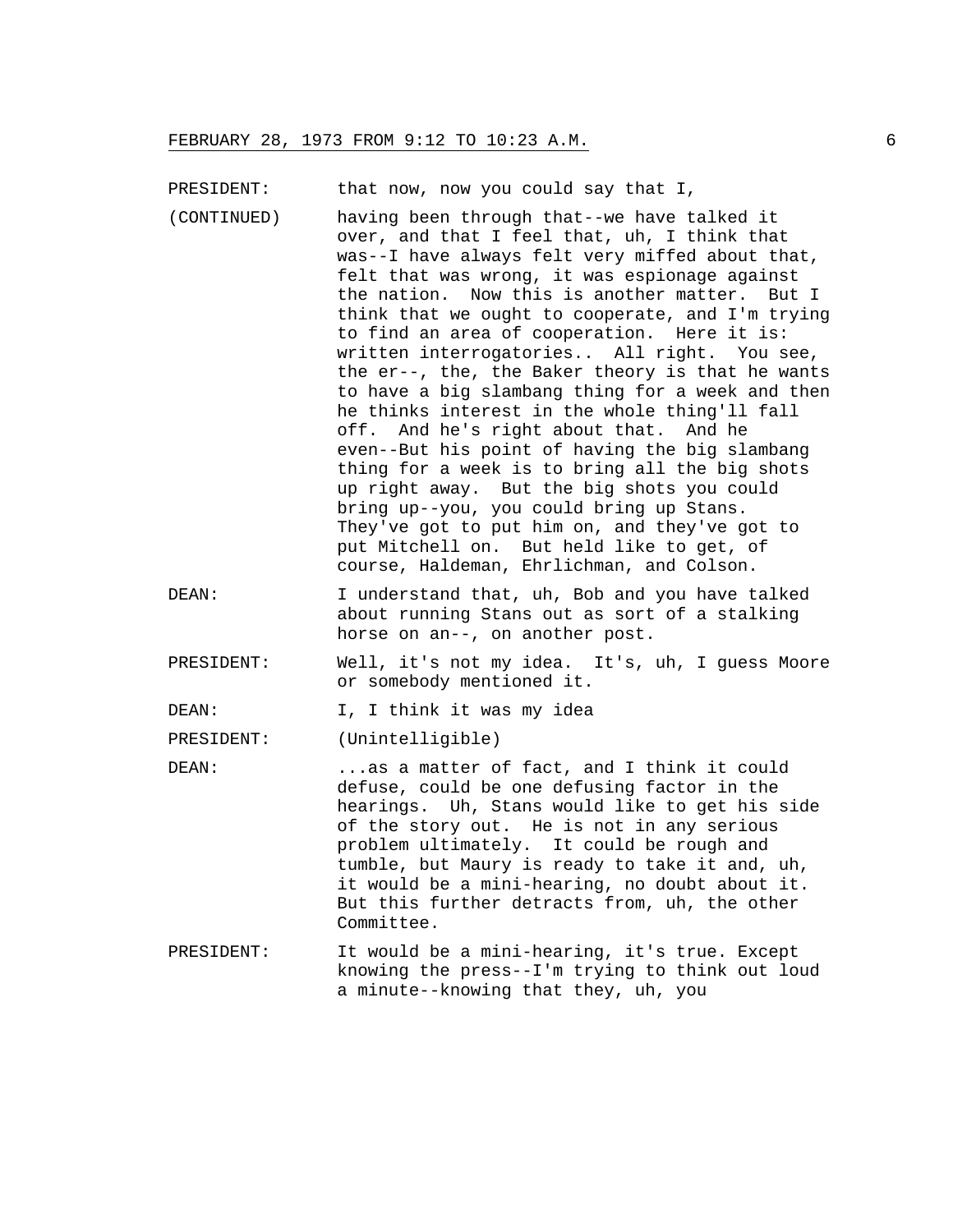PRESIDENT: that now, now you could say that I,

(CONTINUED) having been through that--we have talked it over, and that I feel that, uh, I think that was--I have always felt very miffed about that, felt that was wrong, it was espionage against the nation. Now this is another matter. But I think that we ought to cooperate, and I'm trying to find an area of cooperation. Here it is: written interrogatories.. All right. You see, the er--, the, the Baker theory is that he wants to have a big slambang thing for a week and then he thinks interest in the whole thing'll fall off. And he's right about that. And he even--But his point of having the big slambang thing for a week is to bring all the big shots up right away. But the big shots you could bring up--you, you could bring up Stans. They've got to put him on, and they've got to put Mitchell on. But held like to get, of course, Haldeman, Ehrlichman, and Colson.

DEAN: I understand that, uh, Bob and you have talked about running Stans out as sort of a stalking horse on an--, on another post.

PRESIDENT: Well, it's not my idea. It's, uh, I guess Moore or somebody mentioned it.

DEAN: I, I think it was my idea

PRESIDENT: (Unintelligible)

DEAN: ...as a matter of fact, and I think it could defuse, could be one defusing factor in the hearings. Uh, Stans would like to get his side of the story out. He is not in any serious problem ultimately. It could be rough and tumble, but Maury is ready to take it and, uh, it would be a mini-hearing, no doubt about it. But this further detracts from, uh, the other Committee.

PRESIDENT: It would be a mini-hearing, it's true. Except knowing the press--I'm trying to think out loud a minute--knowing that they, uh, you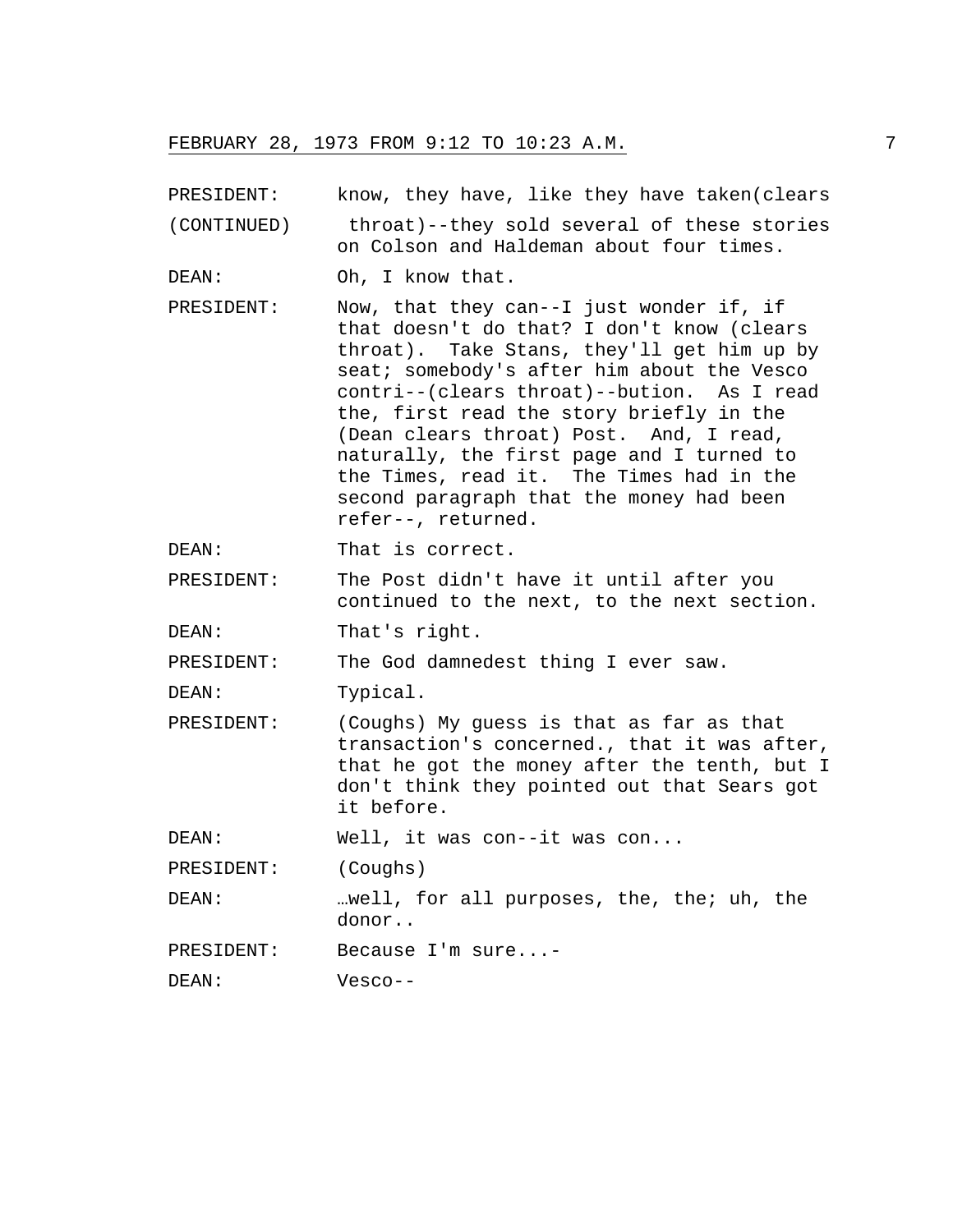FEBRUARY 28, 1973 FROM 9:12 TO 10:23 A.M.

PRESIDENT: know, they have, like they have taken(clears
(CONTINUED) throat)--they sold several of these stories on Colson and Haldeman about four times.

DEAN: Oh, I know that.

PRESIDENT: Now, that they can--I just wonder if, if that doesn't do that? I don't know (clears throat). Take Stans, they'll get him up by seat; somebody's after him about the Vesco contri--(clears throat)--bution. As I read the, first read the story briefly in the (Dean clears throat) Post. And, I read, naturally, the first page and I turned to the Times, read it. The Times had in the second paragraph that the money had been refer--, returned.

DEAN: That is correct.

PRESIDENT: The Post didn't have it until after you continued to the next, to the next section.

DEAN: That's right.

PRESIDENT: The God damnedest thing I ever saw.

DEAN: Typical.

PRESIDENT: (Coughs) My guess is that as far as that transaction's concerned., that it was after, that he got the money after the tenth, but I don't think they pointed out that Sears got it before.

DEAN: Well, it was con--it was con...

PRESIDENT: (Coughs)

DEAN: …well, for all purposes, the, the; uh, the donor..

PRESIDENT: Because I'm sure...-

DEAN: Vesco--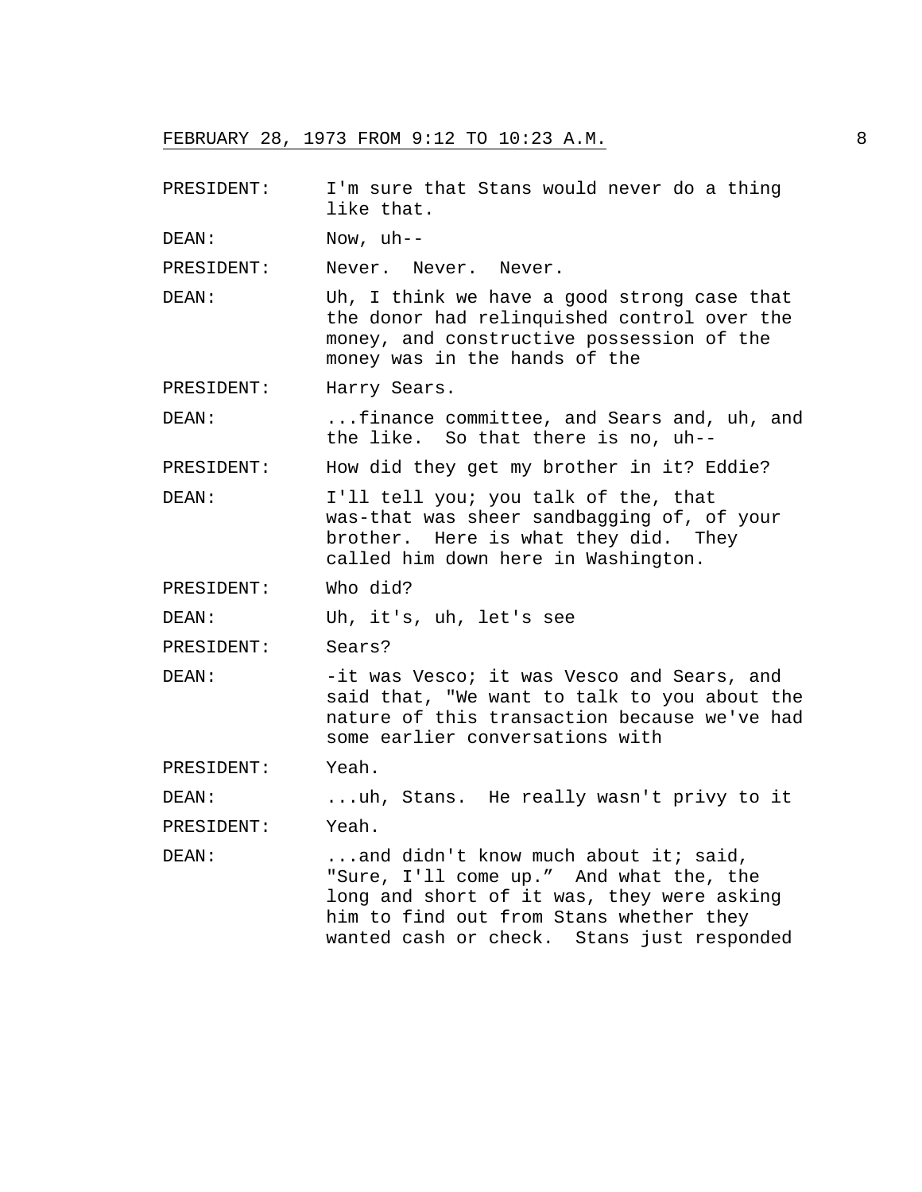PRESIDENT: I'm sure that Stans would never do a thing like that.

DEAN: Now, uh--

PRESIDENT: Never. Never. Never.

DEAN: Uh, I think we have a good strong case that the donor had relinquished control over the money, and constructive possession of the money was in the hands of the

PRESIDENT: Harry Sears.

DEAN: ...finance committee, and Sears and, uh, and the like. So that there is no, uh--

PRESIDENT: How did they get my brother in it? Eddie?

DEAN: I'll tell you; you talk of the, that was-that was sheer sandbagging of, of your brother. Here is what they did. They called him down here in Washington.

PRESIDENT: Who did?

DEAN: Uh, it's, uh, let's see

PRESIDENT: Sears?

DEAN: -it was Vesco; it was Vesco and Sears, and said that, "We want to talk to you about the nature of this transaction because we've had some earlier conversations with

PRESIDENT: Yeah.

DEAN: ...uh, Stans. He really wasn't privy to it

PRESIDENT: Yeah.

DEAN: ...and didn't know much about it; said, "Sure, I'll come up." And what the, the long and short of it was, they were asking him to find out from Stans whether they wanted cash or check. Stans just responded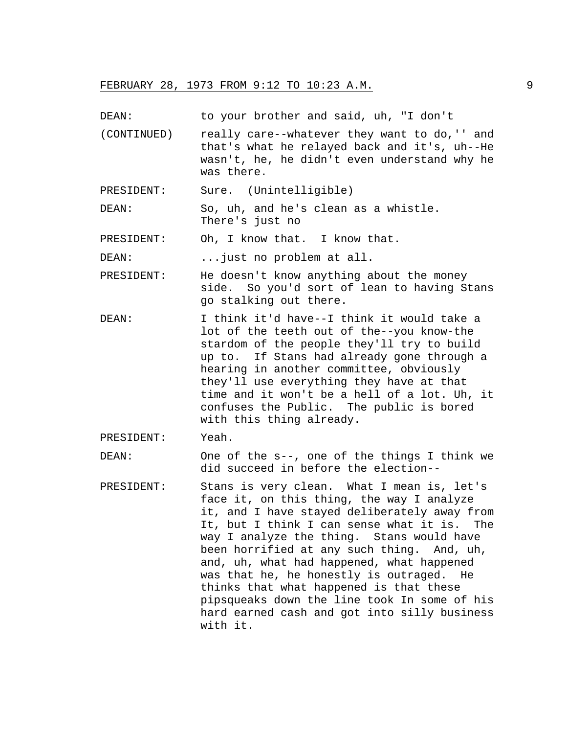DEAN: to your brother and said, uh, "I don't

(CONTINUED) really care--whatever they want to do,'' and that's what he relayed back and it's, uh--He wasn't, he, he didn't even understand why he was there.

PRESIDENT: Sure. (Unintelligible)

DEAN: So, uh, and he's clean as a whistle. There's just no

PRESIDENT: Oh, I know that. I know that.

DEAN: ...just no problem at all.

PRESIDENT: He doesn't know anything about the money side. So you'd sort of lean to having Stans go stalking out there.

DEAN: I think it'd have--I think it would take a lot of the teeth out of the--you know-the stardom of the people they'll try to build up to. If Stans had already gone through a hearing in another committee, obviously they'll use everything they have at that time and it won't be a hell of a lot. Uh, it confuses the Public. The public is bored with this thing already.

PRESIDENT: Yeah.

DEAN: One of the s--, one of the things I think we did succeed in before the election--

PRESIDENT: Stans is very clean. What I mean is, let's face it, on this thing, the way I analyze it, and I have stayed deliberately away from It, but I think I can sense what it is. The way I analyze the thing. Stans would have been horrified at any such thing. And, uh, and, uh, what had happened, what happened was that he, he honestly is outraged. He thinks that what happened is that these pipsqueaks down the line took In some of his hard earned cash and got into silly business with it.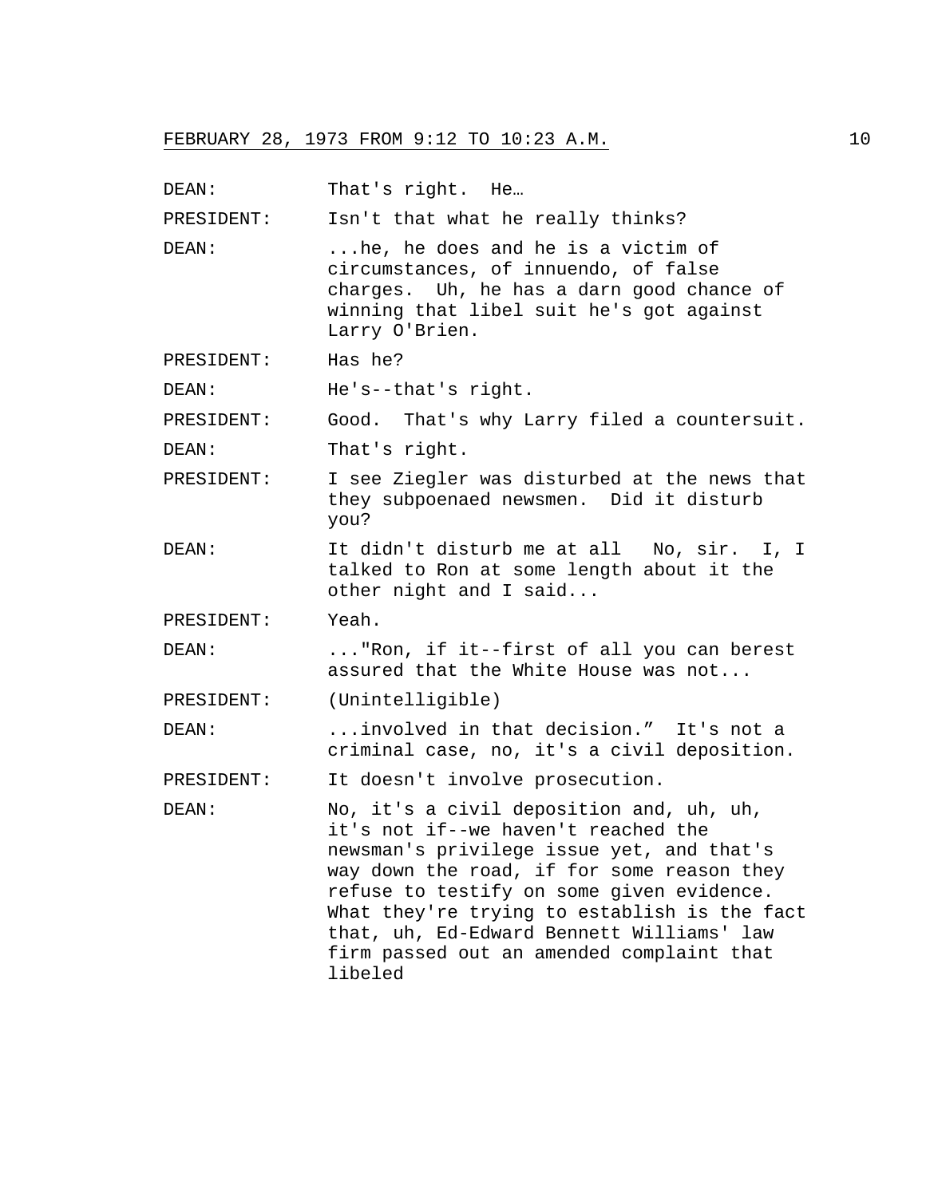DEAN: That's right. He…

PRESIDENT: Isn't that what he really thinks?

DEAN: ...he, he does and he is a victim of circumstances, of innuendo, of false charges. Uh, he has a darn good chance of winning that libel suit he's got against Larry O'Brien.

PRESIDENT: Has he?

DEAN: He's--that's right.

PRESIDENT: Good. That's why Larry filed a countersuit.

DEAN: That's right.

PRESIDENT: I see Ziegler was disturbed at the news that they subpoenaed newsmen. Did it disturb you?

DEAN: It didn't disturb me at all No, sir. I, I talked to Ron at some length about it the other night and I said...

PRESIDENT: Yeah.

DEAN: ..."Ron, if it--first of all you can berest assured that the White House was not...

PRESIDENT: (Unintelligible)

DEAN: ...involved in that decision." It's not a criminal case, no, it's a civil deposition.

PRESIDENT: It doesn't involve prosecution.

DEAN: No, it's a civil deposition and, uh, uh, it's not if--we haven't reached the newsman's privilege issue yet, and that's way down the road, if for some reason they refuse to testify on some given evidence. What they're trying to establish is the fact that, uh, Ed-Edward Bennett Williams' law firm passed out an amended complaint that libeled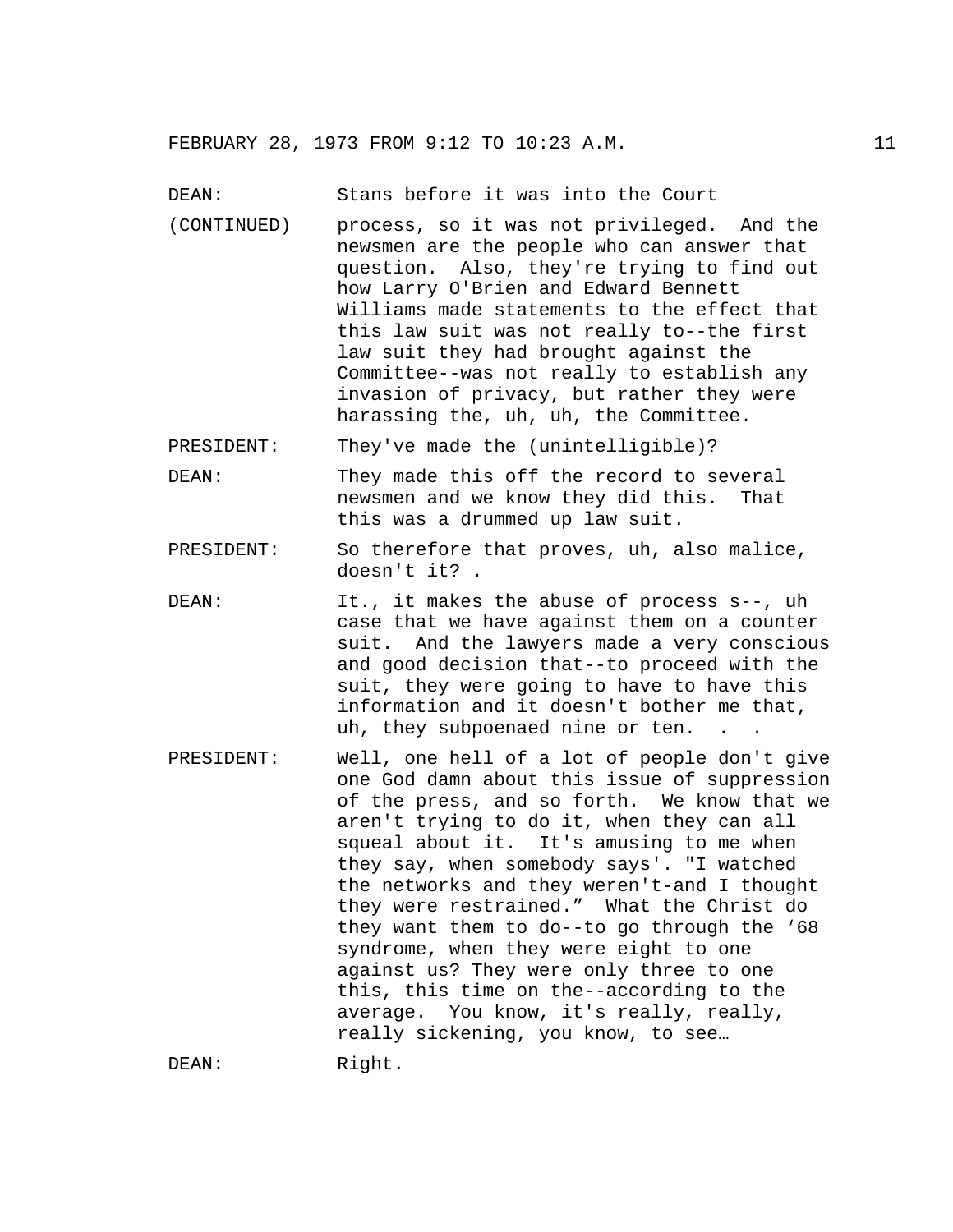FEBRUARY 28, 1973 FROM 9:12 TO 10:23 A.M.

DEAN: Stans before it was into the Court
(CONTINUED) process, so it was not privileged. And the newsmen are the people who can answer that question. Also, they're trying to find out how Larry O'Brien and Edward Bennett Williams made statements to the effect that this law suit was not really to--the first law suit they had brought against the Committee--was not really to establish any invasion of privacy, but rather they were harassing the, uh, uh, the Committee.

PRESIDENT: They've made the (unintelligible)?

DEAN: They made this off the record to several newsmen and we know they did this. That this was a drummed up law suit.

PRESIDENT: So therefore that proves, uh, also malice, doesn't it? .

DEAN: It., it makes the abuse of process s--, uh case that we have against them on a counter suit. And the lawyers made a very conscious and good decision that--to proceed with the suit, they were going to have to have this information and it doesn't bother me that, uh, they subpoenaed nine or ten. . .

PRESIDENT: Well, one hell of a lot of people don't give one God damn about this issue of suppression of the press, and so forth. We know that we aren't trying to do it, when they can all squeal about it. It's amusing to me when they say, when somebody says'. "I watched the networks and they weren't-and I thought they were restrained." What the Christ do they want them to do--to go through the ‘68 syndrome, when they were eight to one against us? They were only three to one this, this time on the--according to the average. You know, it's really, really, really sickening, you know, to see…

DEAN: Right.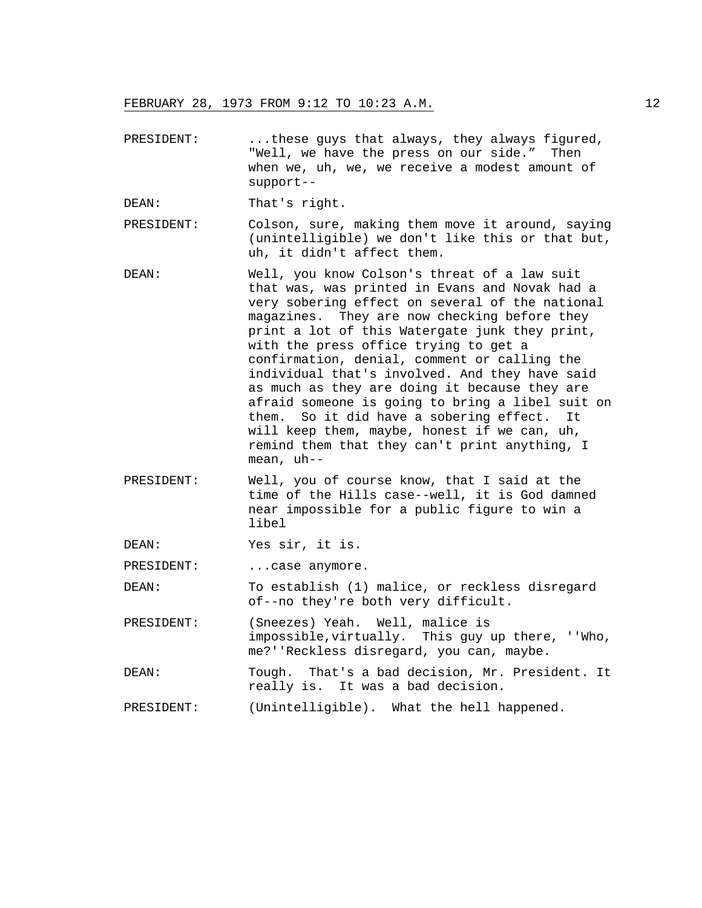PRESIDENT: ...these guys that always, they always figured, "Well, we have the press on our side." Then when we, uh, we, we receive a modest amount of support--

DEAN: That's right.

PRESIDENT: Colson, sure, making them move it around, saying (unintelligible) we don't like this or that but, uh, it didn't affect them.

DEAN: Well, you know Colson's threat of a law suit that was, was printed in Evans and Novak had a very sobering effect on several of the national magazines. They are now checking before they print a lot of this Watergate junk they print, with the press office trying to get a confirmation, denial, comment or calling the individual that's involved. And they have said as much as they are doing it because they are afraid someone is going to bring a libel suit on them. So it did have a sobering effect. It will keep them, maybe, honest if we can, uh, remind them that they can't print anything, I mean, uh--

PRESIDENT: Well, you of course know, that I said at the time of the Hills case--well, it is God damned near impossible for a public figure to win a libel

DEAN: Yes sir, it is.

PRESIDENT: ...case anymore.

DEAN: To establish (1) malice, or reckless disregard of--no they're both very difficult.

PRESIDENT: (Sneezes) Yeah. Well, malice is impossible,virtually. This guy up there, ''Who, me?''Reckless disregard, you can, maybe.

DEAN: Tough. That's a bad decision, Mr. President. It really is. It was a bad decision.

PRESIDENT: (Unintelligible). What the hell happened.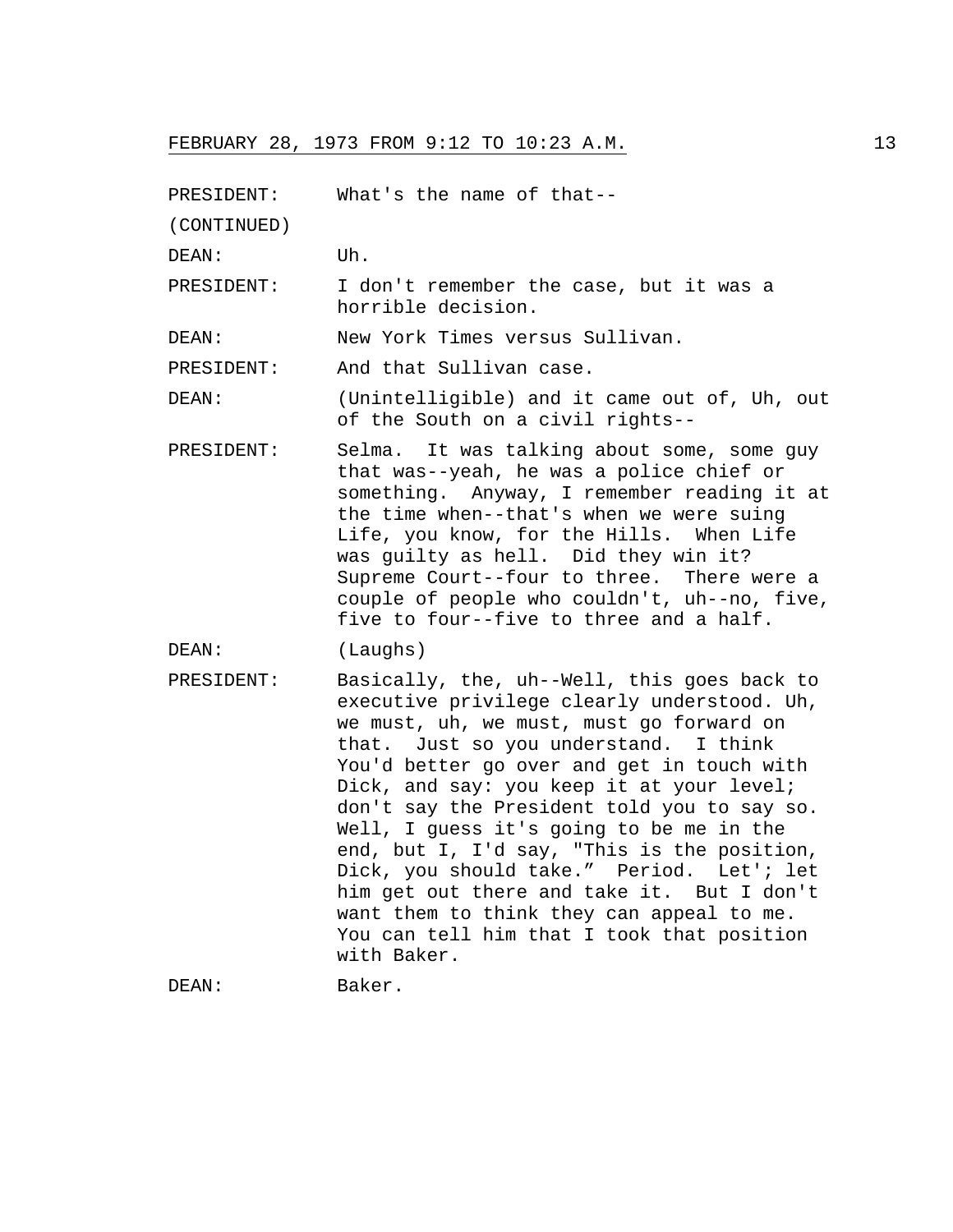PRESIDENT: What's the name of that--

(CONTINUED)

DEAN: Uh.

PRESIDENT: I don't remember the case, but it was a horrible decision.

DEAN: New York Times versus Sullivan.

PRESIDENT: And that Sullivan case.

DEAN: (Unintelligible) and it came out of, Uh, out of the South on a civil rights--

PRESIDENT: Selma. It was talking about some, some guy that was--yeah, he was a police chief or something. Anyway, I remember reading it at the time when--that's when we were suing Life, you know, for the Hills. When Life was guilty as hell. Did they win it? Supreme Court--four to three. There were a couple of people who couldn't, uh--no, five, five to four--five to three and a half.

DEAN: (Laughs)

PRESIDENT: Basically, the, uh--Well, this goes back to executive privilege clearly understood. Uh, we must, uh, we must, must go forward on that. Just so you understand. I think You'd better go over and get in touch with Dick, and say: you keep it at your level; don't say the President told you to say so. Well, I guess it's going to be me in the end, but I, I'd say, "This is the position, Dick, you should take." Period. Let'; let him get out there and take it. But I don't want them to think they can appeal to me. You can tell him that I took that position with Baker.

DEAN: Baker.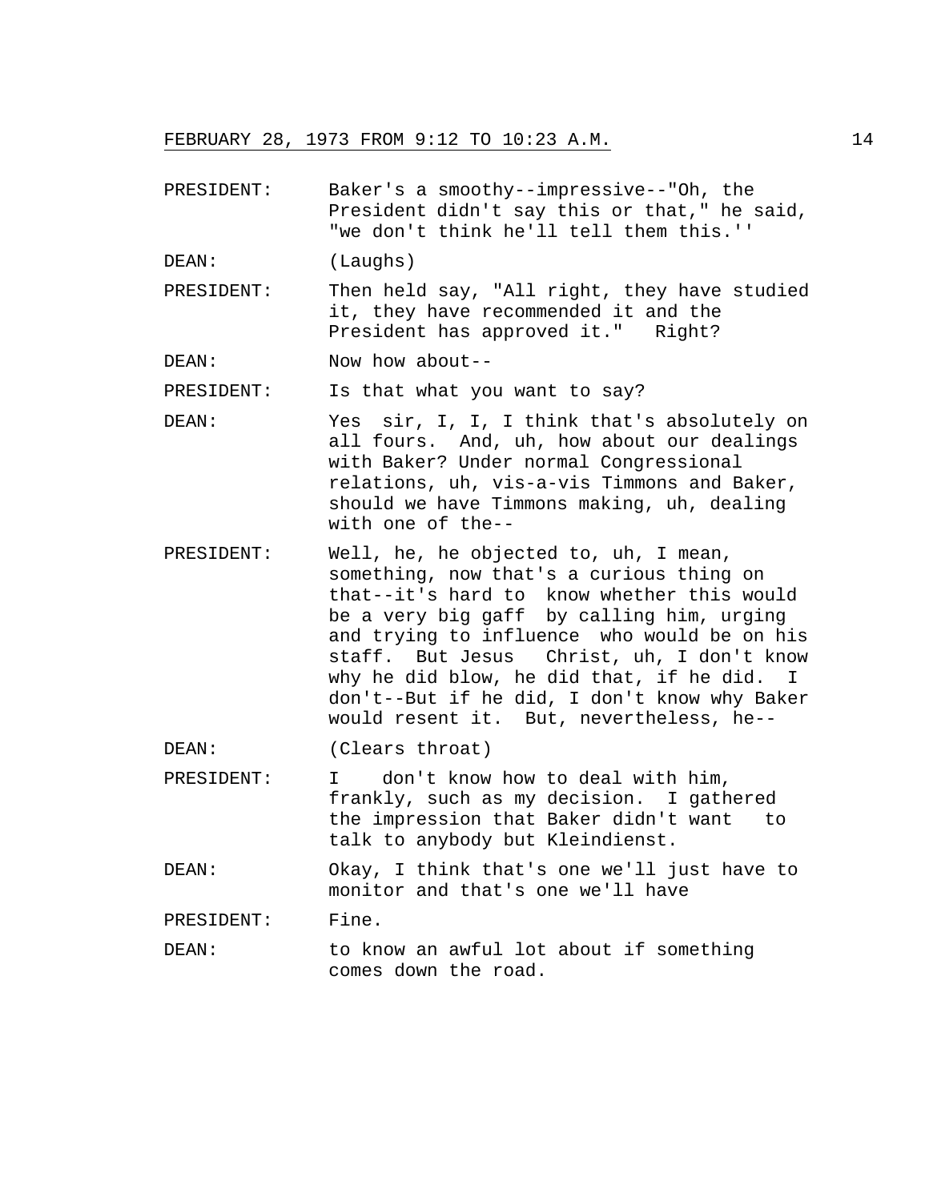PRESIDENT: Baker's a smoothy--impressive--"Oh, the President didn't say this or that," he said, "we don't think he'll tell them this.''

DEAN: (Laughs)

PRESIDENT: Then held say, "All right, they have studied it, they have recommended it and the President has approved it." Right?

DEAN: Now how about--

PRESIDENT: Is that what you want to say?

DEAN: Yes sir, I, I, I think that's absolutely on all fours. And, uh, how about our dealings with Baker? Under normal Congressional relations, uh, vis-a-vis Timmons and Baker, should we have Timmons making, uh, dealing with one of the--

PRESIDENT: Well, he, he objected to, uh, I mean, something, now that's a curious thing on that--it's hard to know whether this would be a very big gaff by calling him, urging and trying to influence who would be on his staff. But Jesus Christ, uh, I don't know why he did blow, he did that, if he did. I don't--But if he did, I don't know why Baker would resent it. But, nevertheless, he--

DEAN: (Clears throat)

PRESIDENT: I don't know how to deal with him, frankly, such as my decision. I gathered the impression that Baker didn't want to talk to anybody but Kleindienst.

DEAN: Okay, I think that's one we'll just have to monitor and that's one we'll have

PRESIDENT: Fine.

DEAN: to know an awful lot about if something comes down the road.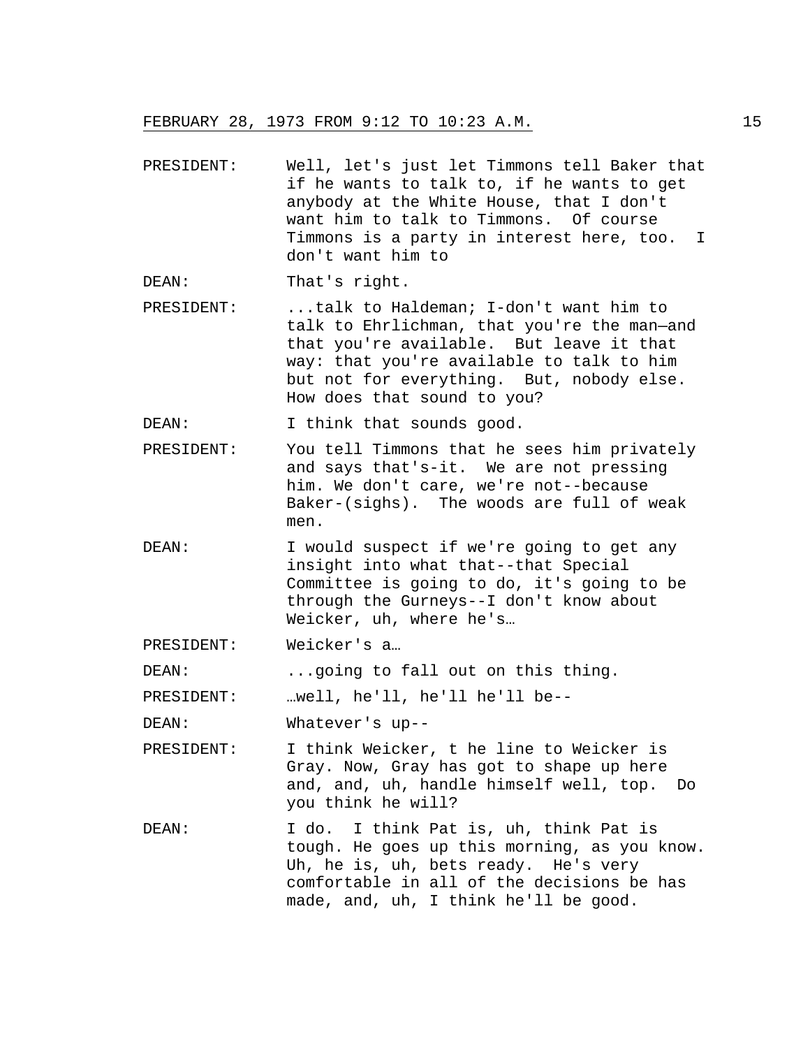PRESIDENT: Well, let's just let Timmons tell Baker that if he wants to talk to, if he wants to get anybody at the White House, that I don't want him to talk to Timmons. Of course Timmons is a party in interest here, too. I don't want him to

DEAN: That's right.

PRESIDENT: ...talk to Haldeman; I-don't want him to talk to Ehrlichman, that you're the man—and that you're available. But leave it that way: that you're available to talk to him but not for everything. But, nobody else. How does that sound to you?

DEAN: I think that sounds good.

PRESIDENT: You tell Timmons that he sees him privately and says that's-it. We are not pressing him. We don't care, we're not--because Baker-(sighs). The woods are full of weak men.

DEAN: I would suspect if we're going to get any insight into what that--that Special Committee is going to do, it's going to be through the Gurneys--I don't know about Weicker, uh, where he's…

PRESIDENT: Weicker's a…

DEAN: ...going to fall out on this thing.

PRESIDENT: …well, he'll, he'll he'll be--

DEAN: Whatever's up--

PRESIDENT: I think Weicker, t he line to Weicker is Gray. Now, Gray has got to shape up here and, and, uh, handle himself well, top. Do you think he will?

DEAN: I do. I think Pat is, uh, think Pat is tough. He goes up this morning, as you know. Uh, he is, uh, bets ready. He's very comfortable in all of the decisions be has made, and, uh, I think he'll be good.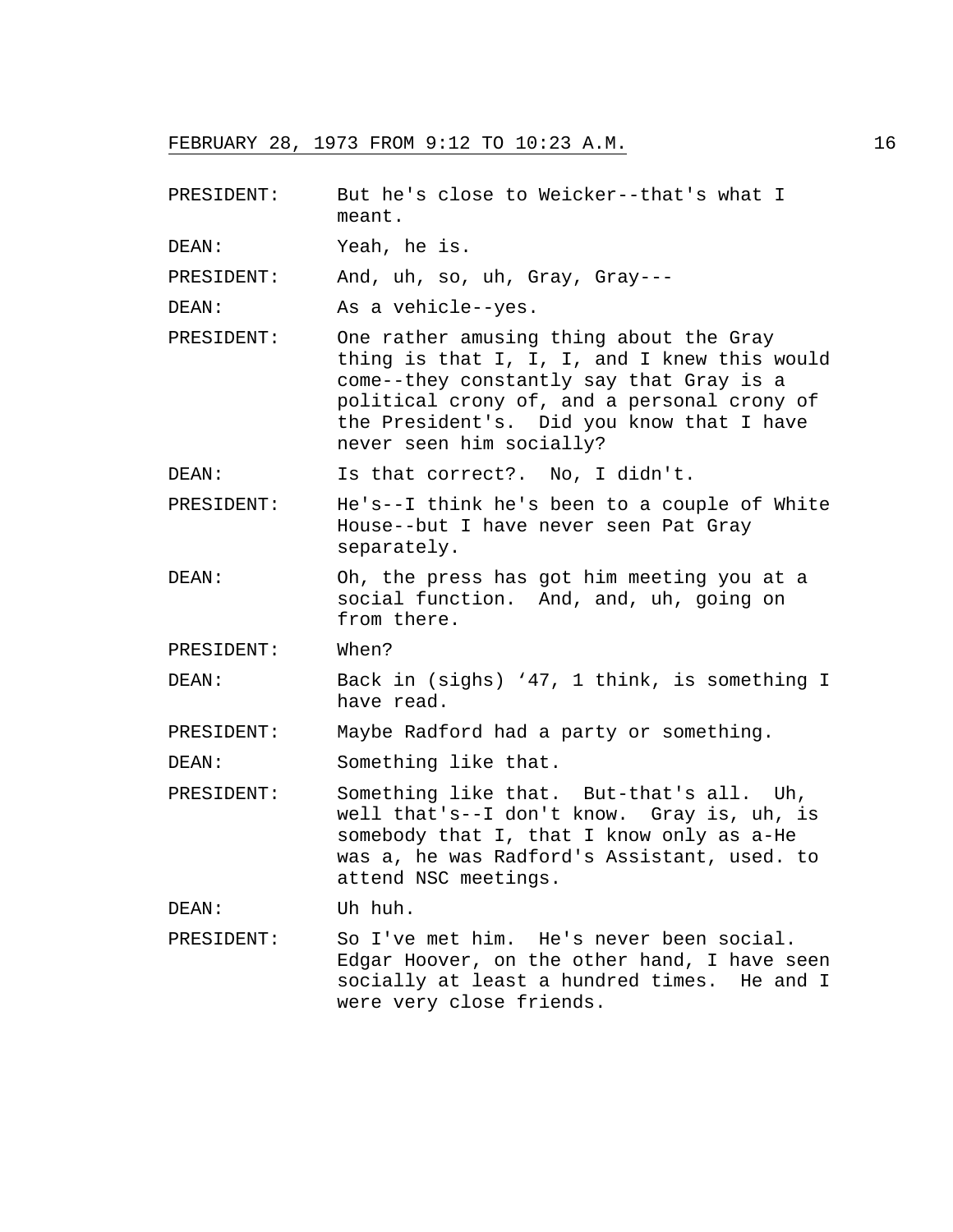PRESIDENT: But he's close to Weicker--that's what I meant.

DEAN: Yeah, he is.

PRESIDENT: And, uh, so, uh, Gray, Gray---

DEAN: As a vehicle--yes.

PRESIDENT: One rather amusing thing about the Gray thing is that I, I, I, and I knew this would come--they constantly say that Gray is a political crony of, and a personal crony of the President's. Did you know that I have never seen him socially?

DEAN: Is that correct?. No, I didn't.

PRESIDENT: He's--I think he's been to a couple of White House--but I have never seen Pat Gray separately.

DEAN: Oh, the press has got him meeting you at a social function. And, and, uh, going on from there.

PRESIDENT: When?

DEAN: Back in (sighs) '47, 1 think, is something I have read.

PRESIDENT: Maybe Radford had a party or something.

DEAN: Something like that.

PRESIDENT: Something like that. But-that's all. Uh, well that's--I don't know. Gray is, uh, is somebody that I, that I know only as a-He was a, he was Radford's Assistant, used. to attend NSC meetings.

DEAN: Uh huh.

PRESIDENT: So I've met him. He's never been social. Edgar Hoover, on the other hand, I have seen socially at least a hundred times. He and I were very close friends.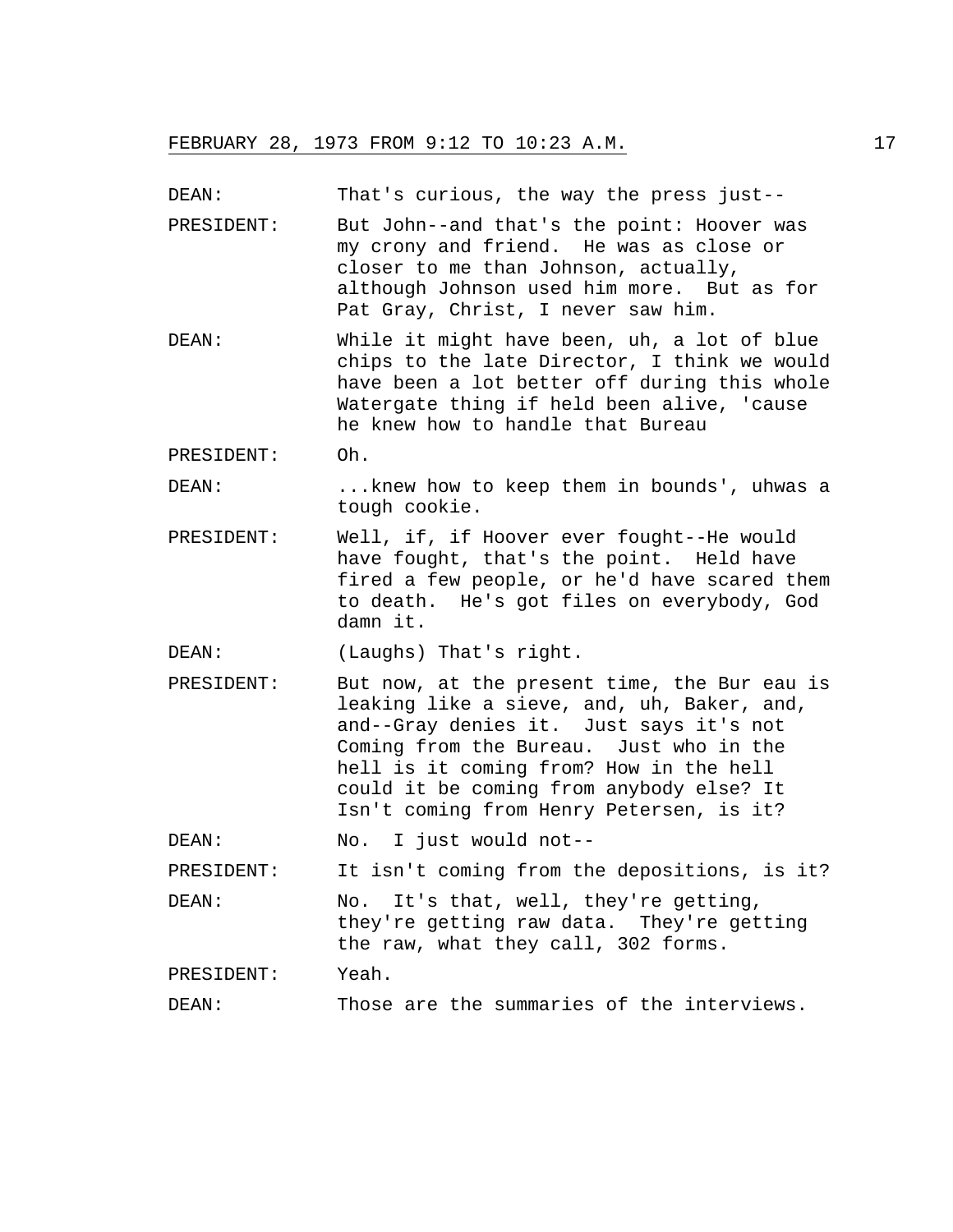DEAN: That's curious, the way the press just--

PRESIDENT: But John--and that's the point: Hoover was my crony and friend. He was as close or closer to me than Johnson, actually, although Johnson used him more. But as for Pat Gray, Christ, I never saw him.

DEAN: While it might have been, uh, a lot of blue chips to the late Director, I think we would have been a lot better off during this whole Watergate thing if held been alive, 'cause he knew how to handle that Bureau

PRESIDENT: Oh.

DEAN: ...knew how to keep them in bounds', uhwas a tough cookie.

PRESIDENT: Well, if, if Hoover ever fought--He would have fought, that's the point. Held have fired a few people, or he'd have scared them to death. He's got files on everybody, God damn it.

DEAN: (Laughs) That's right.

PRESIDENT: But now, at the present time, the Bur eau is leaking like a sieve, and, uh, Baker, and, and--Gray denies it. Just says it's not Coming from the Bureau. Just who in the hell is it coming from? How in the hell could it be coming from anybody else? It Isn't coming from Henry Petersen, is it?

DEAN: No. I just would not--

PRESIDENT: It isn't coming from the depositions, is it?

DEAN: No. It's that, well, they're getting, they're getting raw data. They're getting the raw, what they call, 302 forms.

PRESIDENT: Yeah.

DEAN: Those are the summaries of the interviews.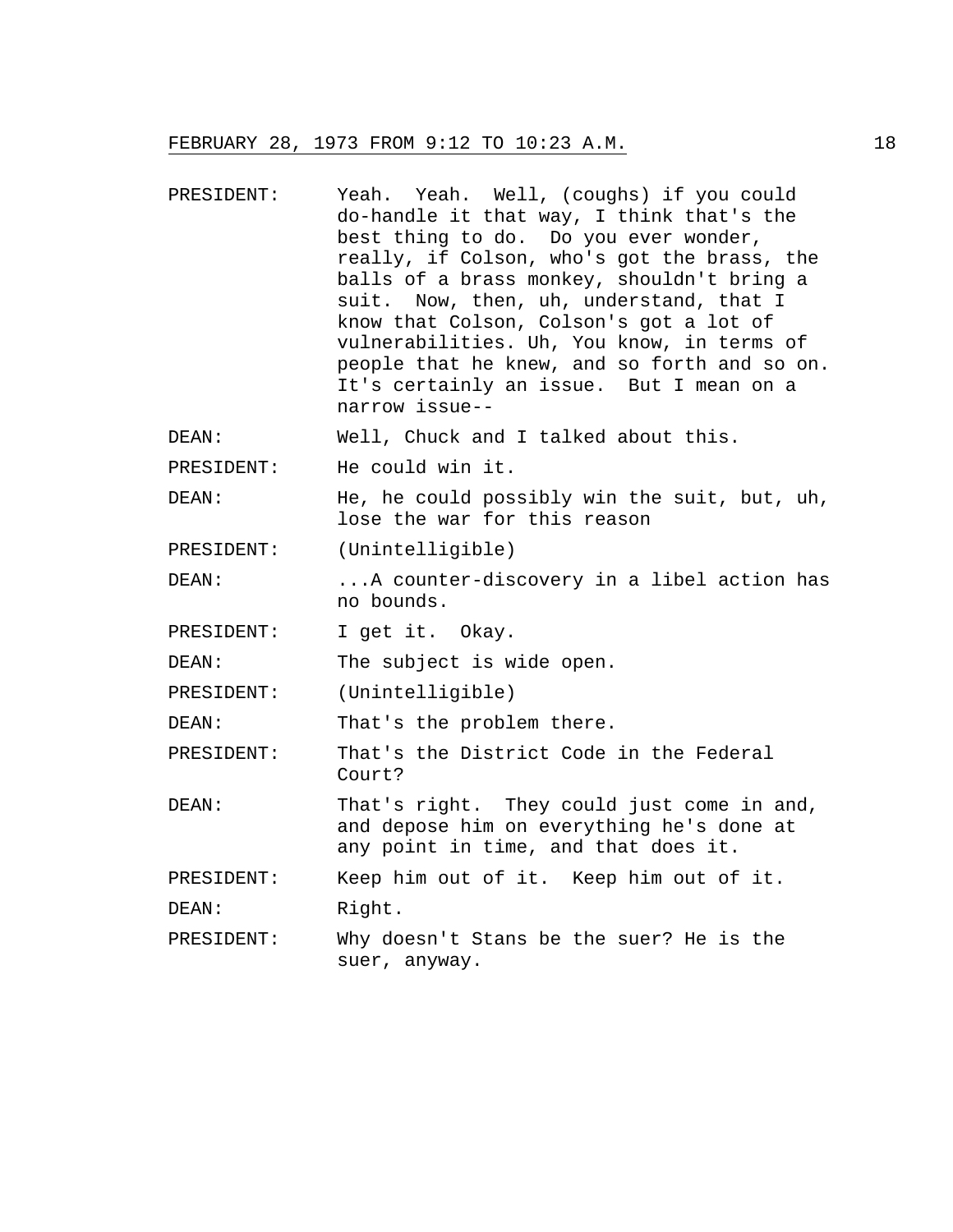FEBRUARY 28, 1973 FROM 9:12 TO 10:23 A.M.

PRESIDENT: Yeah. Yeah. Well, (coughs) if you could do-handle it that way, I think that's the best thing to do. Do you ever wonder, really, if Colson, who's got the brass, the balls of a brass monkey, shouldn't bring a suit. Now, then, uh, understand, that I know that Colson, Colson's got a lot of vulnerabilities. Uh, You know, in terms of people that he knew, and so forth and so on. It's certainly an issue. But I mean on a narrow issue--

DEAN: Well, Chuck and I talked about this.

PRESIDENT: He could win it.

DEAN: He, he could possibly win the suit, but, uh, lose the war for this reason

PRESIDENT: (Unintelligible)

DEAN: ...A counter-discovery in a libel action has no bounds.

PRESIDENT: I get it. Okay.

DEAN: The subject is wide open.

PRESIDENT: (Unintelligible)

DEAN: That's the problem there.

PRESIDENT: That's the District Code in the Federal Court?

DEAN: That's right. They could just come in and, and depose him on everything he's done at any point in time, and that does it.

PRESIDENT: Keep him out of it. Keep him out of it.

DEAN: Right.

PRESIDENT: Why doesn't Stans be the suer? He is the suer, anyway.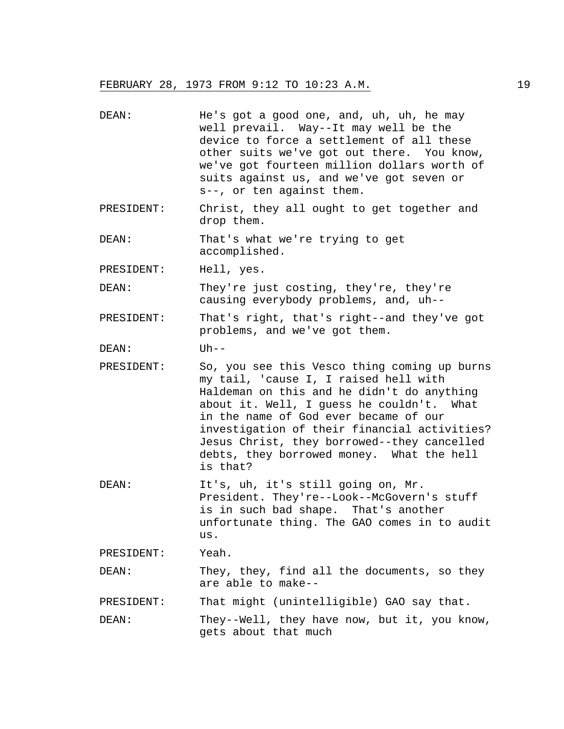DEAN: He's got a good one, and, uh, uh, he may well prevail. Way--It may well be the device to force a settlement of all these other suits we've got out there. You know, we've got fourteen million dollars worth of suits against us, and we've got seven or s--, or ten against them.

PRESIDENT: Christ, they all ought to get together and drop them.

DEAN: That's what we're trying to get accomplished.

PRESIDENT: Hell, yes.

DEAN: They're just costing, they're, they're causing everybody problems, and, uh--

PRESIDENT: That's right, that's right--and they've got problems, and we've got them.

DEAN: Uh--

PRESIDENT: So, you see this Vesco thing coming up burns my tail, 'cause I, I raised hell with Haldeman on this and he didn't do anything about it. Well, I guess he couldn't. What in the name of God ever became of our investigation of their financial activities? Jesus Christ, they borrowed--they cancelled debts, they borrowed money. What the hell is that?

DEAN: It's, uh, it's still going on, Mr. President. They're--Look--McGovern's stuff is in such bad shape. That's another unfortunate thing. The GAO comes in to audit us.

PRESIDENT: Yeah.

DEAN: They, they, find all the documents, so they are able to make--

PRESIDENT: That might (unintelligible) GAO say that.

DEAN: They--Well, they have now, but it, you know, gets about that much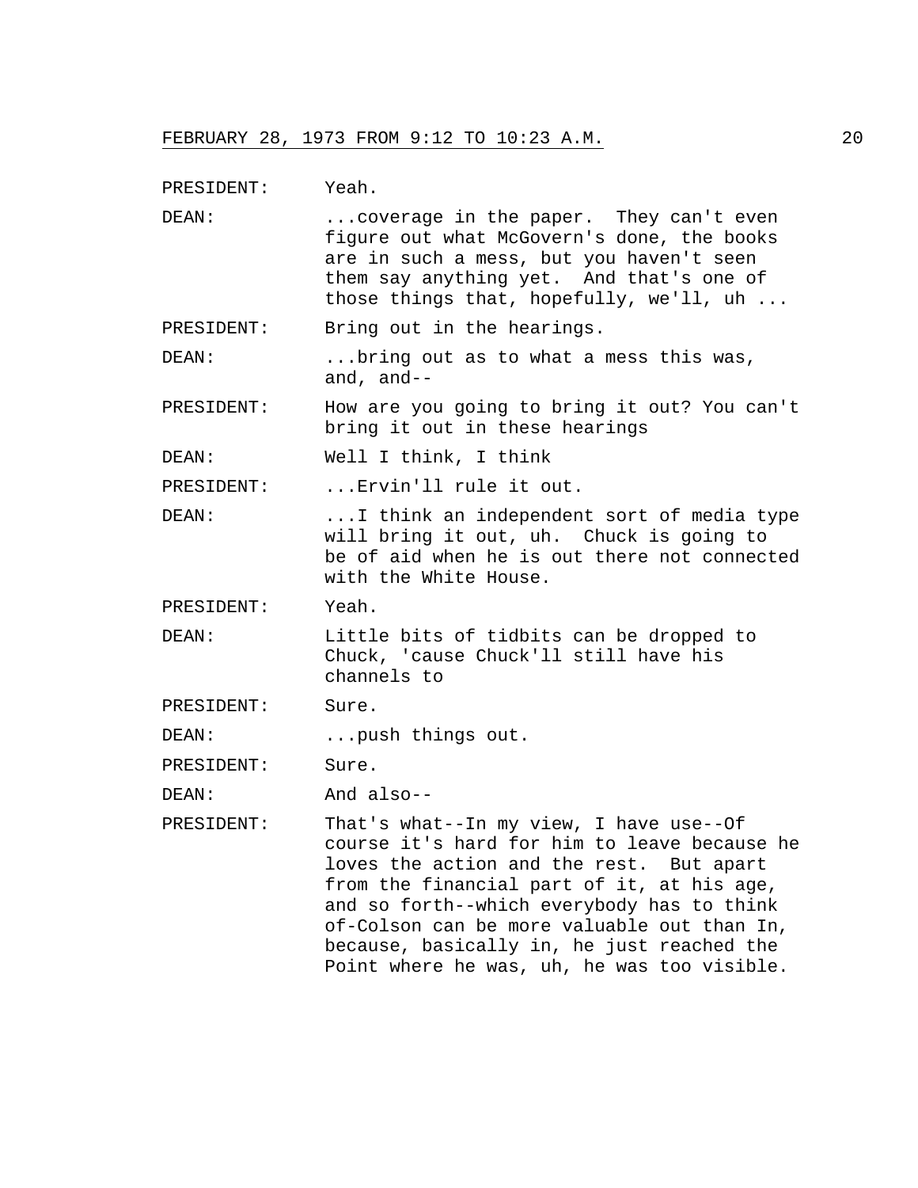PRESIDENT: Yeah.

DEAN: ...coverage in the paper. They can't even figure out what McGovern's done, the books are in such a mess, but you haven't seen them say anything yet. And that's one of those things that, hopefully, we'll, uh ...

PRESIDENT: Bring out in the hearings.

DEAN: ...bring out as to what a mess this was, and, and--

PRESIDENT: How are you going to bring it out? You can't bring it out in these hearings

DEAN: Well I think, I think

PRESIDENT: ...Ervin'll rule it out.

DEAN: ...I think an independent sort of media type will bring it out, uh. Chuck is going to be of aid when he is out there not connected with the White House.

PRESIDENT: Yeah.

DEAN: Little bits of tidbits can be dropped to Chuck, 'cause Chuck'll still have his channels to

PRESIDENT: Sure.

DEAN: ...push things out.

PRESIDENT: Sure.

DEAN: And also--

PRESIDENT: That's what--In my view, I have use--Of course it's hard for him to leave because he loves the action and the rest. But apart from the financial part of it, at his age, and so forth--which everybody has to think of-Colson can be more valuable out than In, because, basically in, he just reached the Point where he was, uh, he was too visible.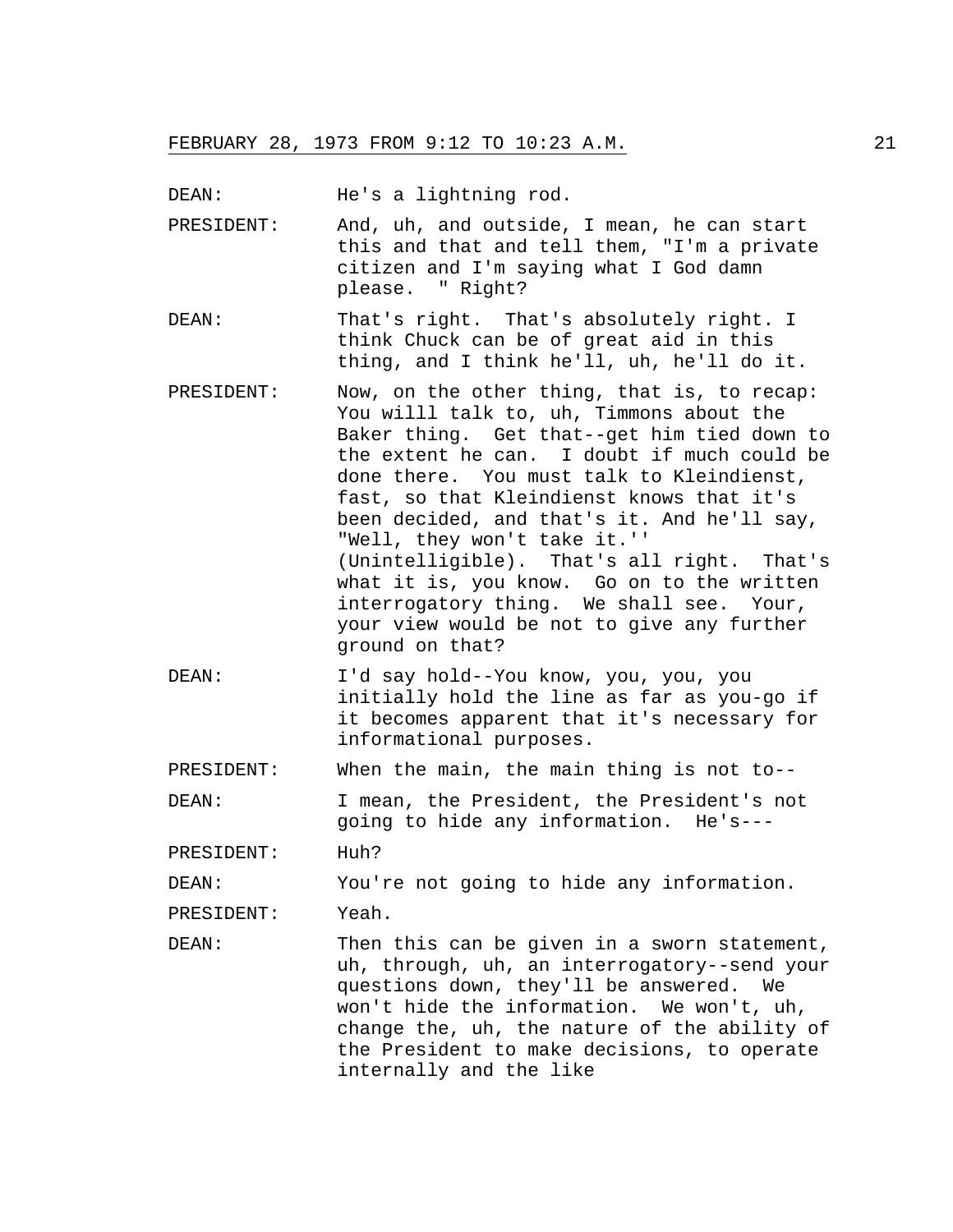DEAN: He's a lightning rod.

PRESIDENT: And, uh, and outside, I mean, he can start this and that and tell them, "I'm a private citizen and I'm saying what I God damn please. " Right?

DEAN: That's right. That's absolutely right. I think Chuck can be of great aid in this thing, and I think he'll, uh, he'll do it.

PRESIDENT: Now, on the other thing, that is, to recap: You willl talk to, uh, Timmons about the Baker thing. Get that--get him tied down to the extent he can. I doubt if much could be done there. You must talk to Kleindienst, fast, so that Kleindienst knows that it's been decided, and that's it. And he'll say, "Well, they won't take it.'' (Unintelligible). That's all right. That's what it is, you know. Go on to the written interrogatory thing. We shall see. Your, your view would be not to give any further ground on that?

DEAN: I'd say hold--You know, you, you, you initially hold the line as far as you-go if it becomes apparent that it's necessary for informational purposes.

PRESIDENT: When the main, the main thing is not to--

DEAN: I mean, the President, the President's not going to hide any information. He's---

PRESIDENT: Huh?

DEAN: You're not going to hide any information.

PRESIDENT: Yeah.

DEAN: Then this can be given in a sworn statement, uh, through, uh, an interrogatory--send your questions down, they'll be answered. We won't hide the information. We won't, uh, change the, uh, the nature of the ability of the President to make decisions, to operate internally and the like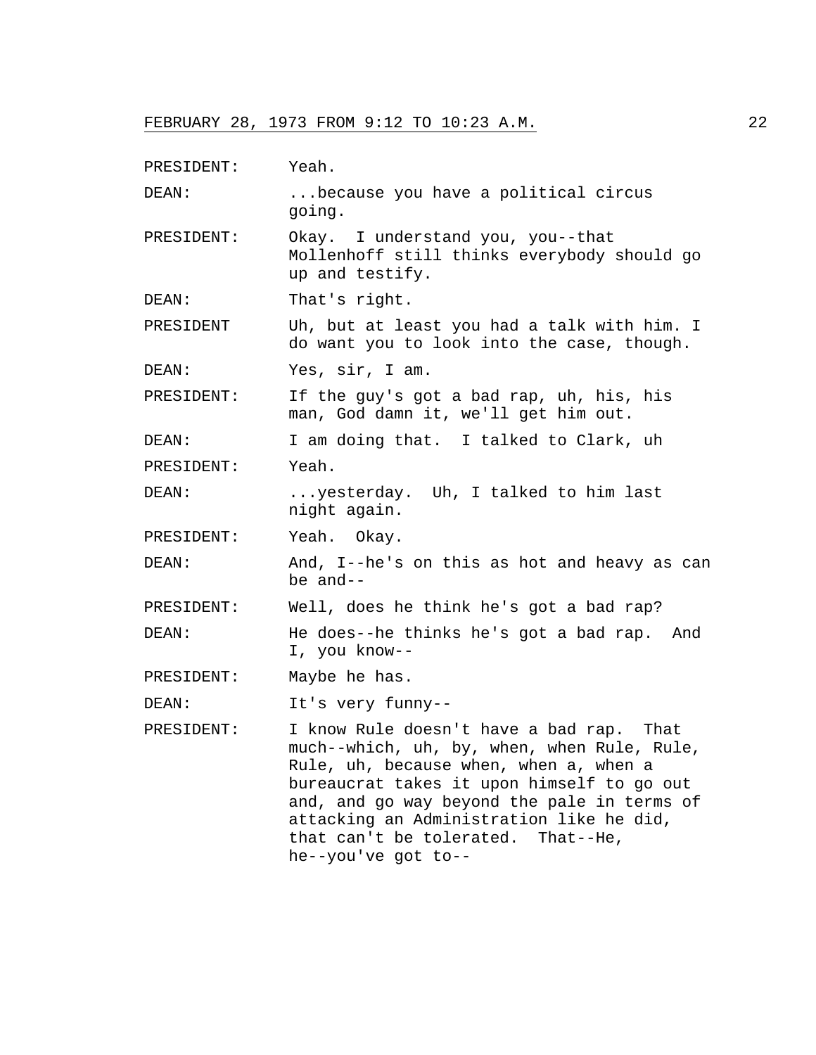PRESIDENT: Yeah.

DEAN: ...because you have a political circus going.

PRESIDENT: Okay. I understand you, you--that Mollenhoff still thinks everybody should go up and testify.

DEAN: That's right.

PRESIDENT Uh, but at least you had a talk with him. I do want you to look into the case, though.

DEAN: Yes, sir, I am.

PRESIDENT: If the guy's got a bad rap, uh, his, his man, God damn it, we'll get him out.

DEAN: I am doing that. I talked to Clark, uh

PRESIDENT: Yeah.

DEAN: ...yesterday. Uh, I talked to him last night again.

PRESIDENT: Yeah. Okay.

DEAN: And, I--he's on this as hot and heavy as can be and--

PRESIDENT: Well, does he think he's got a bad rap?

DEAN: He does--he thinks he's got a bad rap. And I, you know--

PRESIDENT: Maybe he has.

DEAN: It's very funny--

PRESIDENT: I know Rule doesn't have a bad rap. That much--which, uh, by, when, when Rule, Rule, Rule, uh, because when, when a, when a bureaucrat takes it upon himself to go out and, and go way beyond the pale in terms of attacking an Administration like he did, that can't be tolerated. That--He, he--you've got to--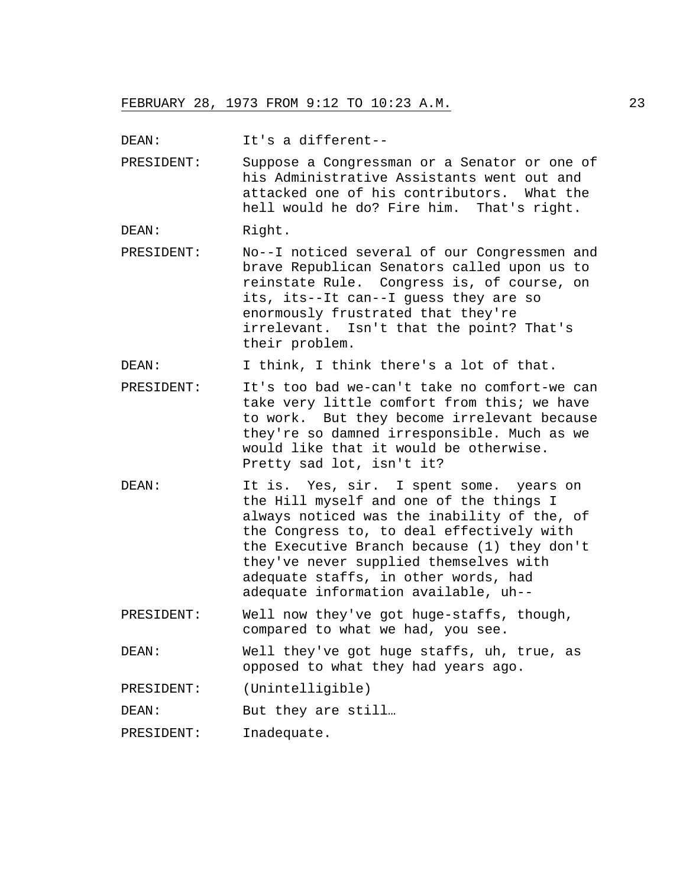DEAN: It's a different--

PRESIDENT: Suppose a Congressman or a Senator or one of his Administrative Assistants went out and attacked one of his contributors. What the hell would he do? Fire him. That's right.

DEAN: Right.

PRESIDENT: No--I noticed several of our Congressmen and brave Republican Senators called upon us to reinstate Rule. Congress is, of course, on its, its--It can--I guess they are so enormously frustrated that they're irrelevant. Isn't that the point? That's their problem.

DEAN: I think, I think there's a lot of that.

PRESIDENT: It's too bad we-can't take no comfort-we can take very little comfort from this; we have to work. But they become irrelevant because they're so damned irresponsible. Much as we would like that it would be otherwise. Pretty sad lot, isn't it?

DEAN: It is. Yes, sir. I spent some. years on the Hill myself and one of the things I always noticed was the inability of the, of the Congress to, to deal effectively with the Executive Branch because (1) they don't they've never supplied themselves with adequate staffs, in other words, had adequate information available, uh--

PRESIDENT: Well now they've got huge-staffs, though, compared to what we had, you see.

DEAN: Well they've got huge staffs, uh, true, as opposed to what they had years ago.

PRESIDENT: (Unintelligible)

DEAN: But they are still…

PRESIDENT: Inadequate.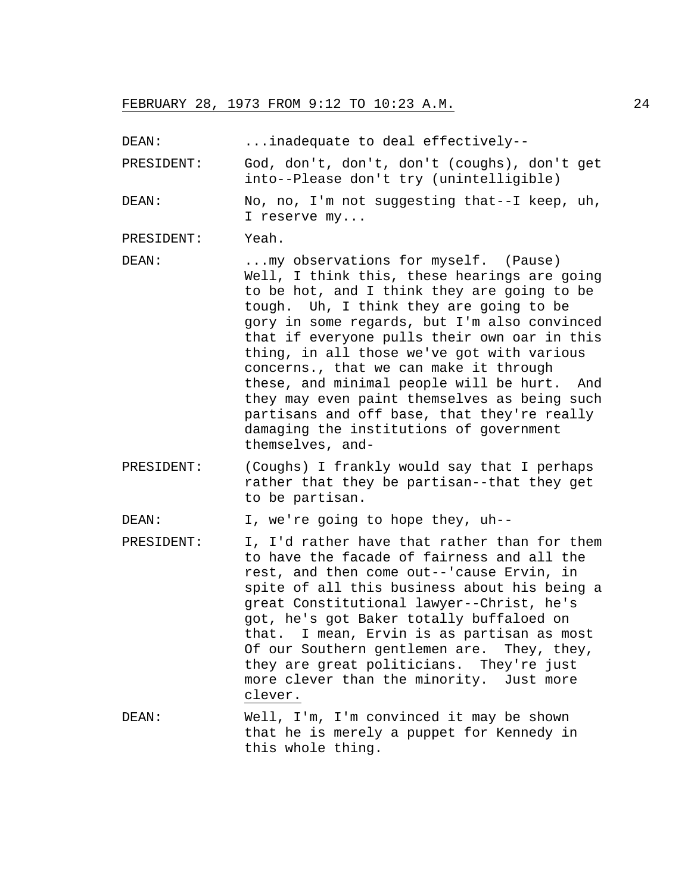DEAN: ...inadequate to deal effectively--

PRESIDENT: God, don't, don't, don't (coughs), don't get into--Please don't try (unintelligible)

DEAN: No, no, I'm not suggesting that--I keep, uh, I reserve my...

PRESIDENT: Yeah.

DEAN: ...my observations for myself. (Pause) Well, I think this, these hearings are going to be hot, and I think they are going to be tough. Uh, I think they are going to be gory in some regards, but I'm also convinced that if everyone pulls their own oar in this thing, in all those we've got with various concerns., that we can make it through these, and minimal people will be hurt. And they may even paint themselves as being such partisans and off base, that they're really damaging the institutions of government themselves, and-

PRESIDENT: (Coughs) I frankly would say that I perhaps rather that they be partisan--that they get to be partisan.

DEAN: I, we're going to hope they, uh--

PRESIDENT: I, I'd rather have that rather than for them to have the facade of fairness and all the rest, and then come out--'cause Ervin, in spite of all this business about his being a great Constitutional lawyer--Christ, he's got, he's got Baker totally buffaloed on that. I mean, Ervin is as partisan as most Of our Southern gentlemen are. They, they, they are great politicians. They're just more clever than the minority. Just more <u>clever.</u>

DEAN: Well, I'm, I'm convinced it may be shown that he is merely a puppet for Kennedy in this whole thing.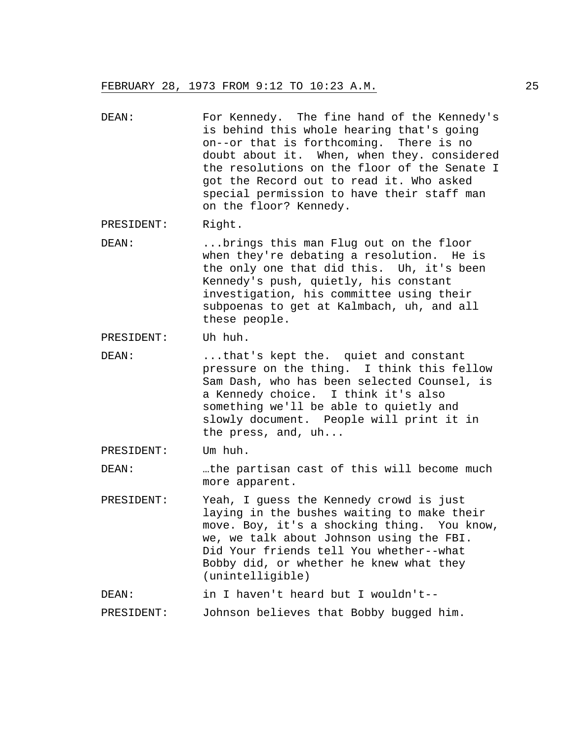DEAN: For Kennedy. The fine hand of the Kennedy's is behind this whole hearing that's going on--or that is forthcoming. There is no doubt about it. When, when they. considered the resolutions on the floor of the Senate I got the Record out to read it. Who asked special permission to have their staff man on the floor? Kennedy.

PRESIDENT: Right.

DEAN: ...brings this man Flug out on the floor when they're debating a resolution. He is the only one that did this. Uh, it's been Kennedy's push, quietly, his constant investigation, his committee using their subpoenas to get at Kalmbach, uh, and all these people.

PRESIDENT: Uh huh.

DEAN: ...that's kept the. quiet and constant pressure on the thing. I think this fellow Sam Dash, who has been selected Counsel, is a Kennedy choice. I think it's also something we'll be able to quietly and slowly document. People will print it in the press, and, uh...

PRESIDENT: Um huh.

DEAN: …the partisan cast of this will become much more apparent.

PRESIDENT: Yeah, I guess the Kennedy crowd is just laying in the bushes waiting to make their move. Boy, it's a shocking thing. You know, we, we talk about Johnson using the FBI. Did Your friends tell You whether--what Bobby did, or whether he knew what they (unintelligible)

DEAN: in I haven't heard but I wouldn't--

PRESIDENT: Johnson believes that Bobby bugged him.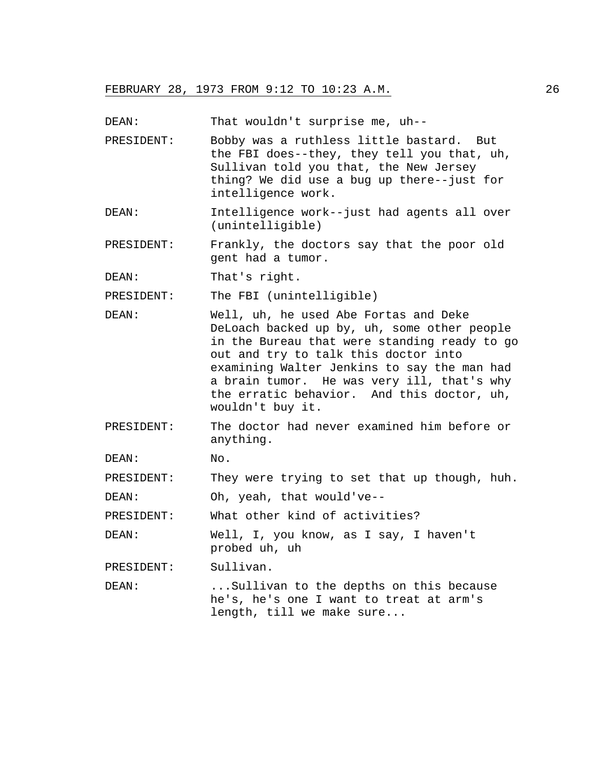DEAN: That wouldn't surprise me, uh--

PRESIDENT: Bobby was a ruthless little bastard. But the FBI does--they, they tell you that, uh, Sullivan told you that, the New Jersey thing? We did use a bug up there--just for intelligence work.

DEAN: Intelligence work--just had agents all over (unintelligible)

PRESIDENT: Frankly, the doctors say that the poor old gent had a tumor.

DEAN: That's right.

PRESIDENT: The FBI (unintelligible)

DEAN: Well, uh, he used Abe Fortas and Deke DeLoach backed up by, uh, some other people in the Bureau that were standing ready to go out and try to talk this doctor into examining Walter Jenkins to say the man had a brain tumor. He was very ill, that's why the erratic behavior. And this doctor, uh, wouldn't buy it.

PRESIDENT: The doctor had never examined him before or anything.

DEAN: No.

PRESIDENT: They were trying to set that up though, huh.

DEAN: Oh, yeah, that would've--

PRESIDENT: What other kind of activities?

DEAN: Well, I, you know, as I say, I haven't probed uh, uh

PRESIDENT: Sullivan.

DEAN: ...Sullivan to the depths on this because he's, he's one I want to treat at arm's length, till we make sure...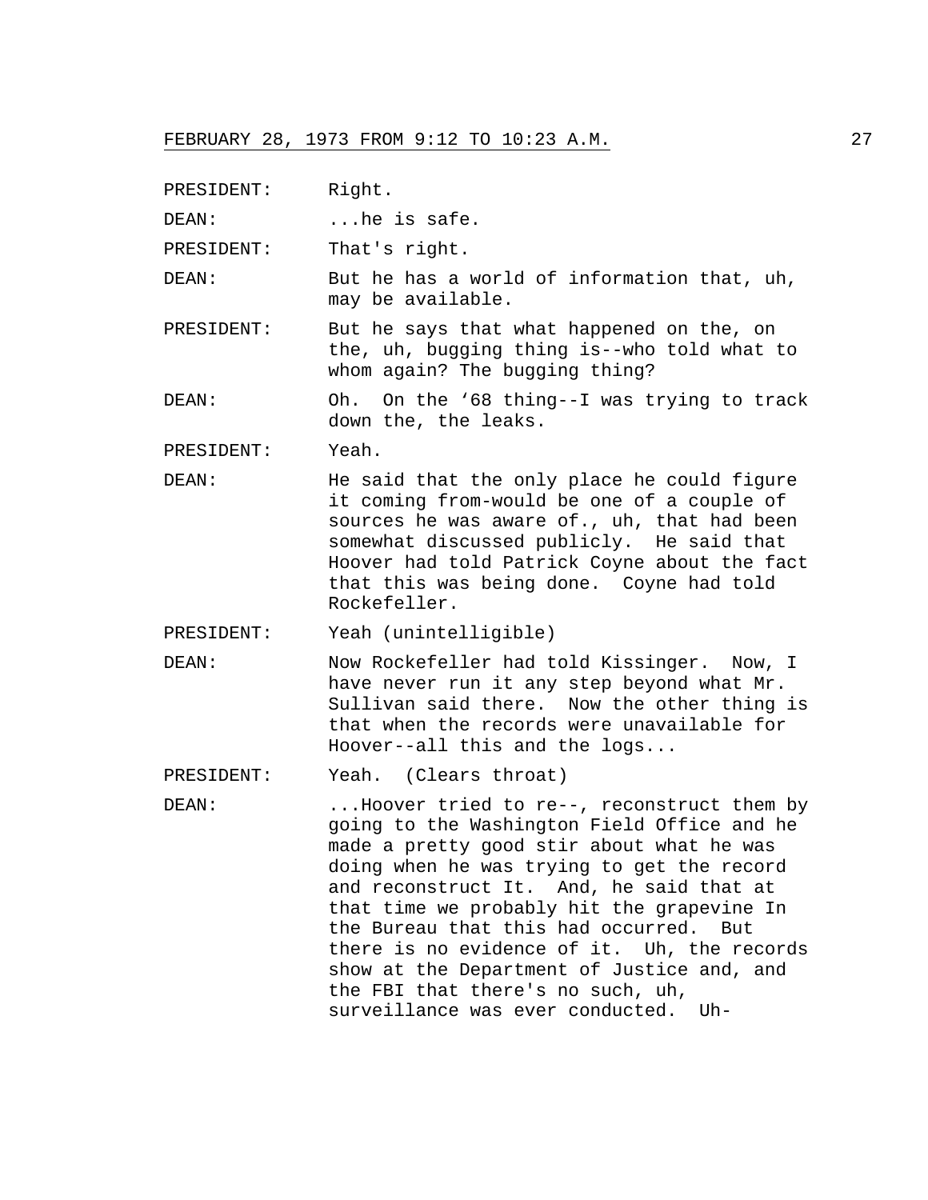PRESIDENT: Right.

DEAN: ...he is safe.

PRESIDENT: That's right.

DEAN: But he has a world of information that, uh, may be available.

PRESIDENT: But he says that what happened on the, on the, uh, bugging thing is--who told what to whom again? The bugging thing?

DEAN: Oh. On the '68 thing--I was trying to track down the, the leaks.

PRESIDENT: Yeah.

DEAN: He said that the only place he could figure it coming from-would be one of a couple of sources he was aware of., uh, that had been somewhat discussed publicly. He said that Hoover had told Patrick Coyne about the fact that this was being done. Coyne had told Rockefeller.

PRESIDENT: Yeah (unintelligible)

DEAN: Now Rockefeller had told Kissinger. Now, I have never run it any step beyond what Mr. Sullivan said there. Now the other thing is that when the records were unavailable for Hoover--all this and the logs...

PRESIDENT: Yeah. (Clears throat)

DEAN: ...Hoover tried to re--, reconstruct them by going to the Washington Field Office and he made a pretty good stir about what he was doing when he was trying to get the record and reconstruct It. And, he said that at that time we probably hit the grapevine In the Bureau that this had occurred. But there is no evidence of it. Uh, the records show at the Department of Justice and, and the FBI that there's no such, uh, surveillance was ever conducted. Uh-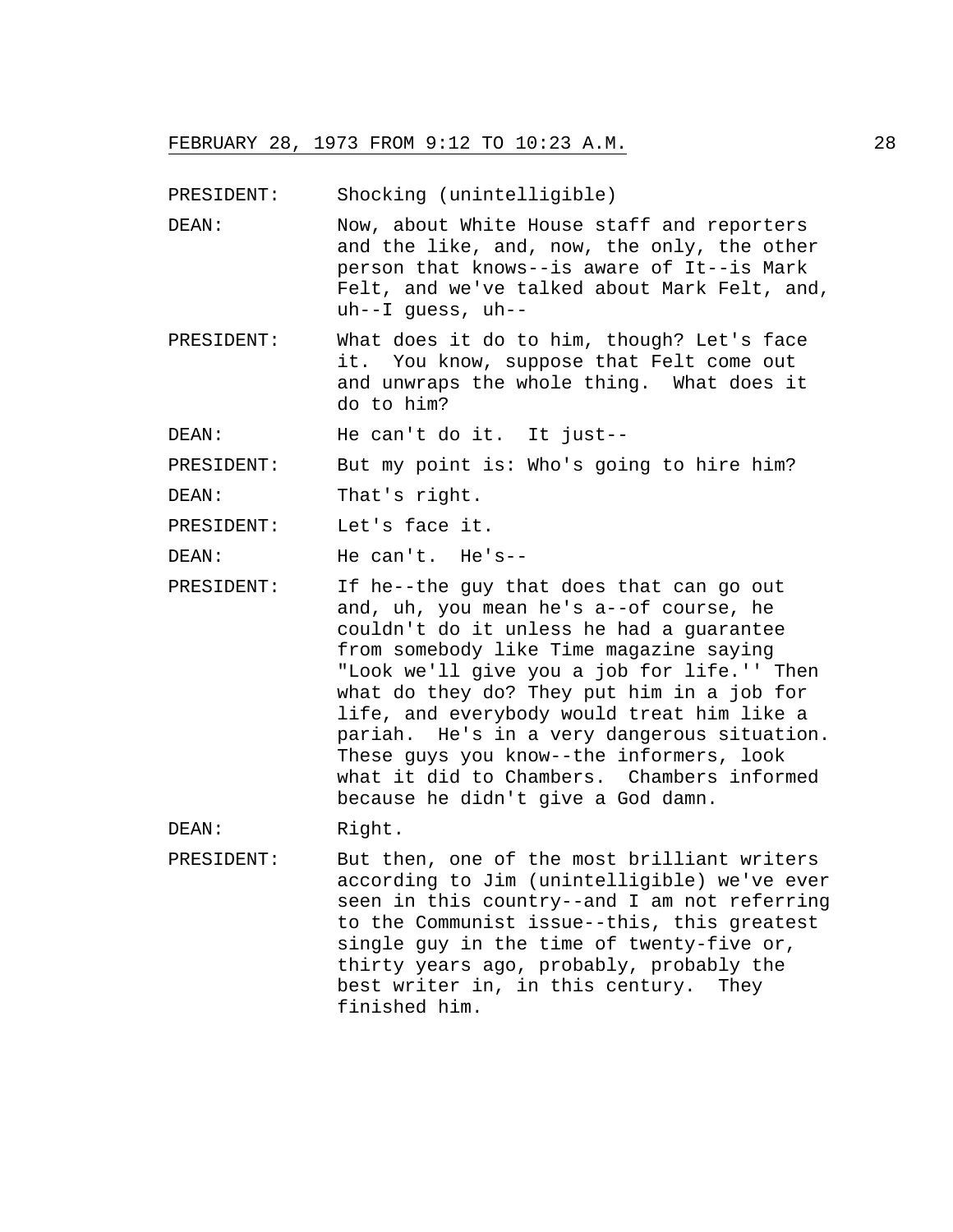PRESIDENT: Shocking (unintelligible)

DEAN: Now, about White House staff and reporters and the like, and, now, the only, the other person that knows--is aware of It--is Mark Felt, and we've talked about Mark Felt, and, uh--I guess, uh--

PRESIDENT: What does it do to him, though? Let's face it. You know, suppose that Felt come out and unwraps the whole thing. What does it do to him?

DEAN: He can't do it. It just--

PRESIDENT: But my point is: Who's going to hire him?

DEAN: That's right.

PRESIDENT: Let's face it.

DEAN: He can't. He's--

PRESIDENT: If he--the guy that does that can go out and, uh, you mean he's a--of course, he couldn't do it unless he had a guarantee from somebody like Time magazine saying "Look we'll give you a job for life.'' Then what do they do? They put him in a job for life, and everybody would treat him like a pariah. He's in a very dangerous situation. These guys you know--the informers, look what it did to Chambers. Chambers informed because he didn't give a God damn.

DEAN: Right.

PRESIDENT: But then, one of the most brilliant writers according to Jim (unintelligible) we've ever seen in this country--and I am not referring to the Communist issue--this, this greatest single guy in the time of twenty-five or, thirty years ago, probably, probably the best writer in, in this century. They finished him.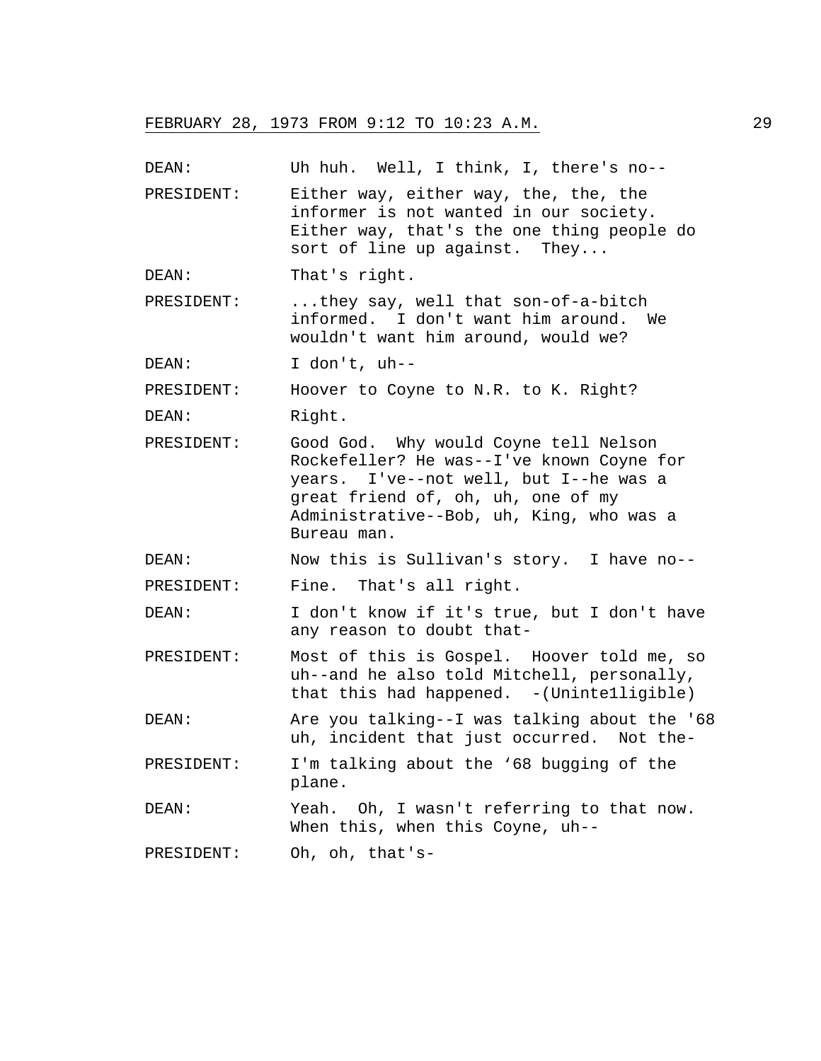DEAN: Uh huh. Well, I think, I, there's no--

PRESIDENT: Either way, either way, the, the, the informer is not wanted in our society. Either way, that's the one thing people do sort of line up against. They...

DEAN: That's right.

PRESIDENT: ...they say, well that son-of-a-bitch informed. I don't want him around. We wouldn't want him around, would we?

DEAN: I don't, uh--

PRESIDENT: Hoover to Coyne to N.R. to K. Right?

DEAN: Right.

PRESIDENT: Good God. Why would Coyne tell Nelson Rockefeller? He was--I've known Coyne for years. I've--not well, but I--he was a great friend of, oh, uh, one of my Administrative--Bob, uh, King, who was a Bureau man.

DEAN: Now this is Sullivan's story. I have no--

PRESIDENT: Fine. That's all right.

DEAN: I don't know if it's true, but I don't have any reason to doubt that-

PRESIDENT: Most of this is Gospel. Hoover told me, so uh--and he also told Mitchell, personally, that this had happened. -(Unintelligible)

DEAN: Are you talking--I was talking about the '68 uh, incident that just occurred. Not the-

PRESIDENT: I'm talking about the '68 bugging of the plane.

DEAN: Yeah. Oh, I wasn't referring to that now. When this, when this Coyne, uh--

PRESIDENT: Oh, oh, that's-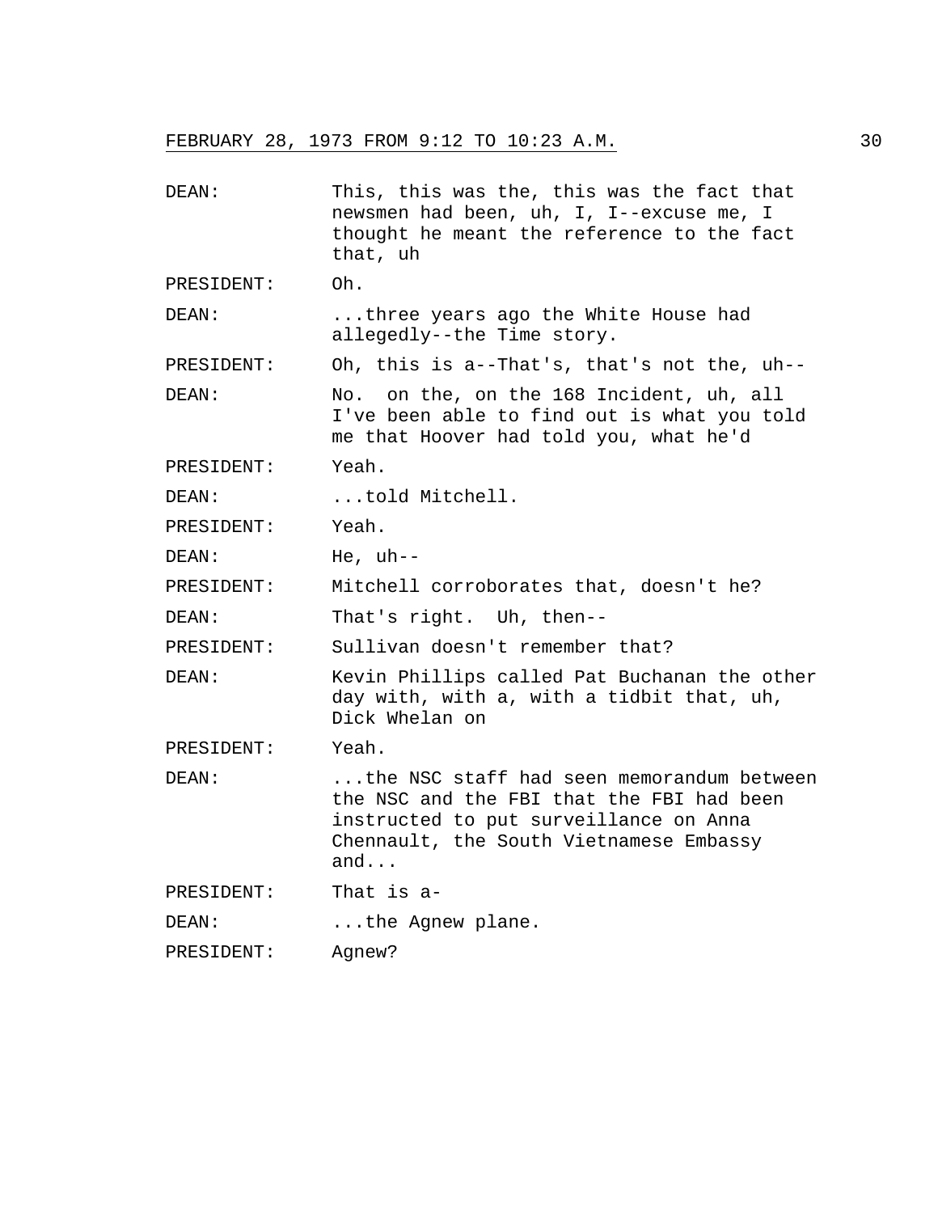DEAN: This, this was the, this was the fact that newsmen had been, uh, I, I--excuse me, I thought he meant the reference to the fact that, uh

PRESIDENT: Oh.

DEAN: ...three years ago the White House had allegedly--the Time story.

PRESIDENT: Oh, this is a--That's, that's not the, uh--

DEAN: No. on the, on the 168 Incident, uh, all I've been able to find out is what you told me that Hoover had told you, what he'd

PRESIDENT: Yeah.

DEAN: ...told Mitchell.

PRESIDENT: Yeah.

DEAN: He, uh--

PRESIDENT: Mitchell corroborates that, doesn't he?

DEAN: That's right. Uh, then--

PRESIDENT: Sullivan doesn't remember that?

DEAN: Kevin Phillips called Pat Buchanan the other day with, with a, with a tidbit that, uh, Dick Whelan on

PRESIDENT: Yeah.

DEAN: ...the NSC staff had seen memorandum between the NSC and the FBI that the FBI had been instructed to put surveillance on Anna Chennault, the South Vietnamese Embassy and...

PRESIDENT: That is a-

DEAN: ...the Agnew plane.

PRESIDENT: Agnew?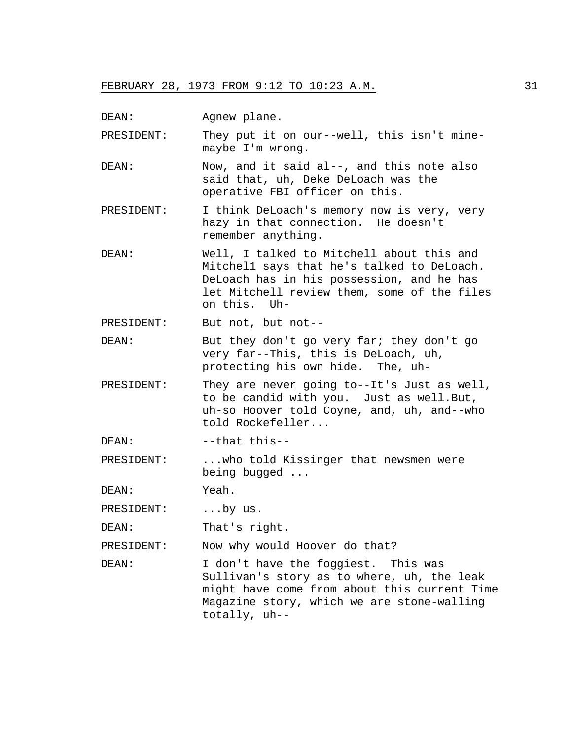DEAN: Agnew plane.

PRESIDENT: They put it on our--well, this isn't mine-maybe I'm wrong.

DEAN: Now, and it said al--, and this note also said that, uh, Deke DeLoach was the operative FBI officer on this.

PRESIDENT: I think DeLoach's memory now is very, very hazy in that connection. He doesn't remember anything.

DEAN: Well, I talked to Mitchell about this and Mitchel1 says that he's talked to DeLoach. DeLoach has in his possession, and he has let Mitchell review them, some of the files on this. Uh-

PRESIDENT: But not, but not--

DEAN: But they don't go very far; they don't go very far--This, this is DeLoach, uh, protecting his own hide. The, uh-

PRESIDENT: They are never going to--It's Just as well, to be candid with you. Just as well.But, uh-so Hoover told Coyne, and, uh, and--who told Rockefeller...

DEAN: --that this--

PRESIDENT: ...who told Kissinger that newsmen were being bugged ...

DEAN: Yeah.

PRESIDENT: ...by us.

DEAN: That's right.

PRESIDENT: Now why would Hoover do that?

DEAN: I don't have the foggiest. This was Sullivan's story as to where, uh, the leak might have come from about this current Time Magazine story, which we are stone-walling totally, uh--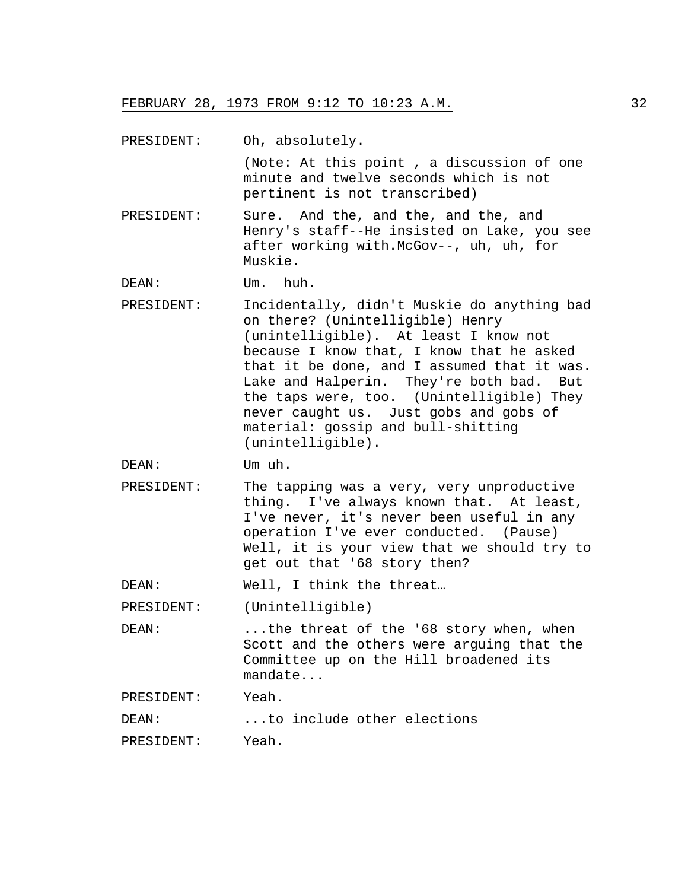PRESIDENT: Oh, absolutely.

(Note: At this point , a discussion of one minute and twelve seconds which is not pertinent is not transcribed)

PRESIDENT: Sure. And the, and the, and the, and Henry's staff--He insisted on Lake, you see after working with.McGov--, uh, uh, for Muskie.

DEAN: Um. huh.

PRESIDENT: Incidentally, didn't Muskie do anything bad on there? (Unintelligible) Henry (unintelligible). At least I know not because I know that, I know that he asked that it be done, and I assumed that it was. Lake and Halperin. They're both bad. But the taps were, too. (Unintelligible) They never caught us. Just gobs and gobs of material: gossip and bull-shitting (unintelligible).

DEAN: Um uh.

PRESIDENT: The tapping was a very, very unproductive thing. I've always known that. At least, I've never, it's never been useful in any operation I've ever conducted. (Pause) Well, it is your view that we should try to get out that '68 story then?

DEAN: Well, I think the threat…

PRESIDENT: (Unintelligible)

DEAN: ...the threat of the '68 story when, when Scott and the others were arguing that the Committee up on the Hill broadened its mandate...

PRESIDENT: Yeah.

DEAN: ...to include other elections

PRESIDENT: Yeah.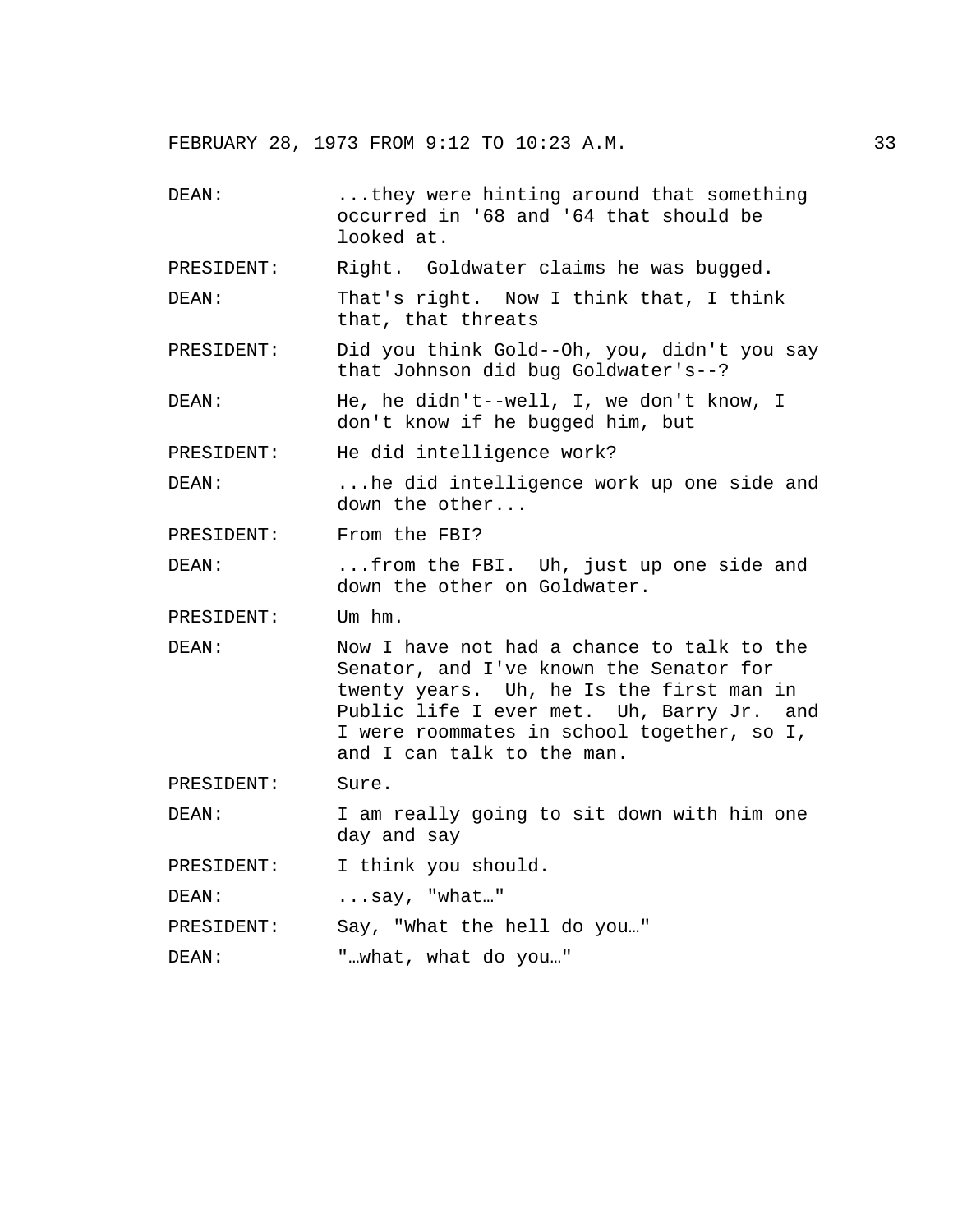DEAN: ...they were hinting around that something occurred in '68 and '64 that should be looked at.

PRESIDENT: Right. Goldwater claims he was bugged.

DEAN: That's right. Now I think that, I think that, that threats

PRESIDENT: Did you think Gold--Oh, you, didn't you say that Johnson did bug Goldwater's--?

DEAN: He, he didn't--well, I, we don't know, I don't know if he bugged him, but

PRESIDENT: He did intelligence work?

DEAN: ...he did intelligence work up one side and down the other...

PRESIDENT: From the FBI?

DEAN: ...from the FBI. Uh, just up one side and down the other on Goldwater.

PRESIDENT: Um hm.

DEAN: Now I have not had a chance to talk to the Senator, and I've known the Senator for twenty years. Uh, he Is the first man in Public life I ever met. Uh, Barry Jr. and I were roommates in school together, so I, and I can talk to the man.

PRESIDENT: Sure.

DEAN: I am really going to sit down with him one day and say

PRESIDENT: I think you should.

DEAN: ...say, "what…"

PRESIDENT: Say, "What the hell do you…"

DEAN: "…what, what do you…"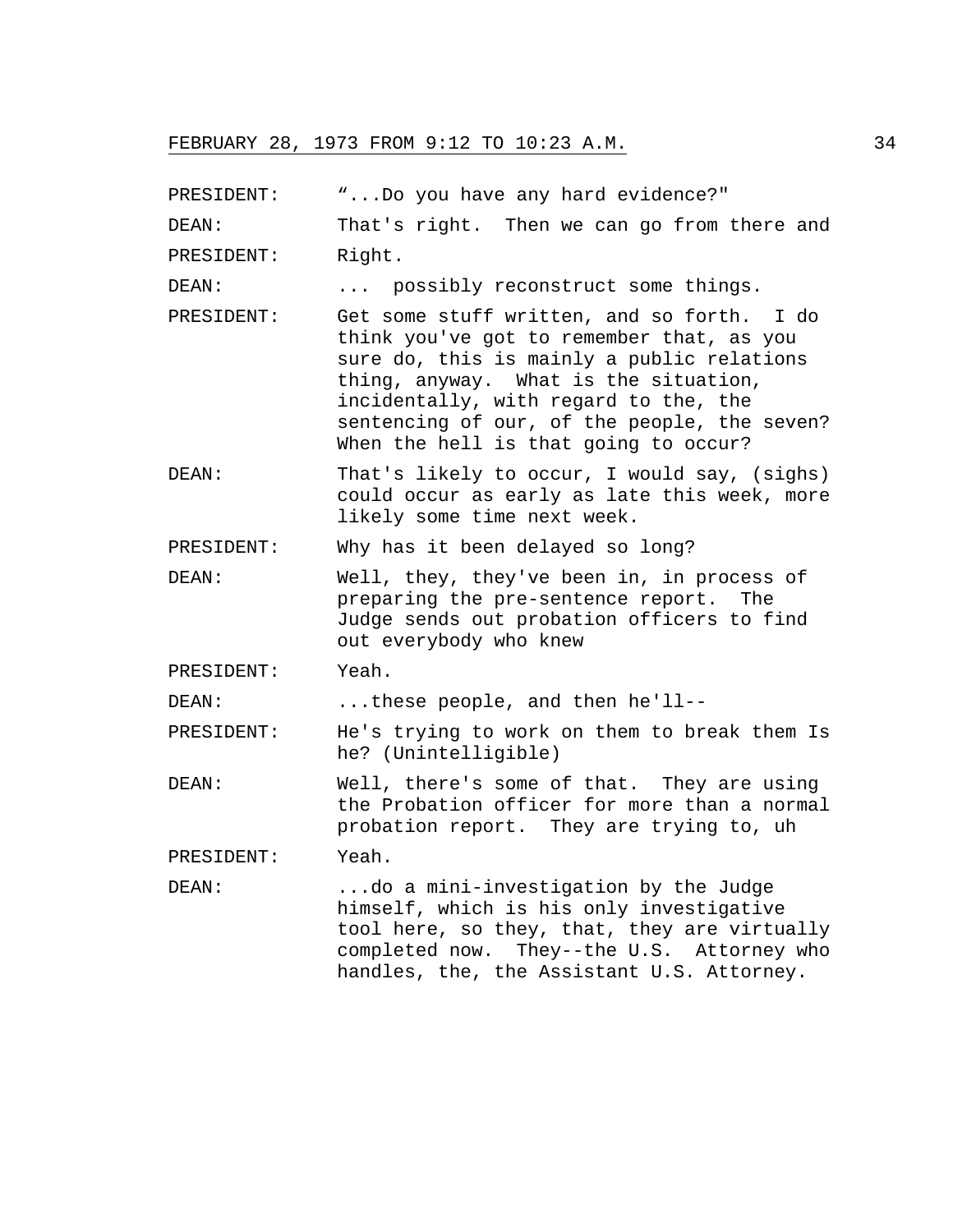PRESIDENT: "...Do you have any hard evidence?"

DEAN: That's right. Then we can go from there and

PRESIDENT: Right.

DEAN: ... possibly reconstruct some things.

PRESIDENT: Get some stuff written, and so forth. I do think you've got to remember that, as you sure do, this is mainly a public relations thing, anyway. What is the situation, incidentally, with regard to the, the sentencing of our, of the people, the seven? When the hell is that going to occur?

DEAN: That's likely to occur, I would say, (sighs) could occur as early as late this week, more likely some time next week.

PRESIDENT: Why has it been delayed so long?

DEAN: Well, they, they've been in, in process of preparing the pre-sentence report. The Judge sends out probation officers to find out everybody who knew

PRESIDENT: Yeah.

DEAN: ...these people, and then he'll--

PRESIDENT: He's trying to work on them to break them Is he? (Unintelligible)

DEAN: Well, there's some of that. They are using the Probation officer for more than a normal probation report. They are trying to, uh

PRESIDENT: Yeah.

DEAN: ...do a mini-investigation by the Judge himself, which is his only investigative tool here, so they, that, they are virtually completed now. They--the U.S. Attorney who handles, the, the Assistant U.S. Attorney.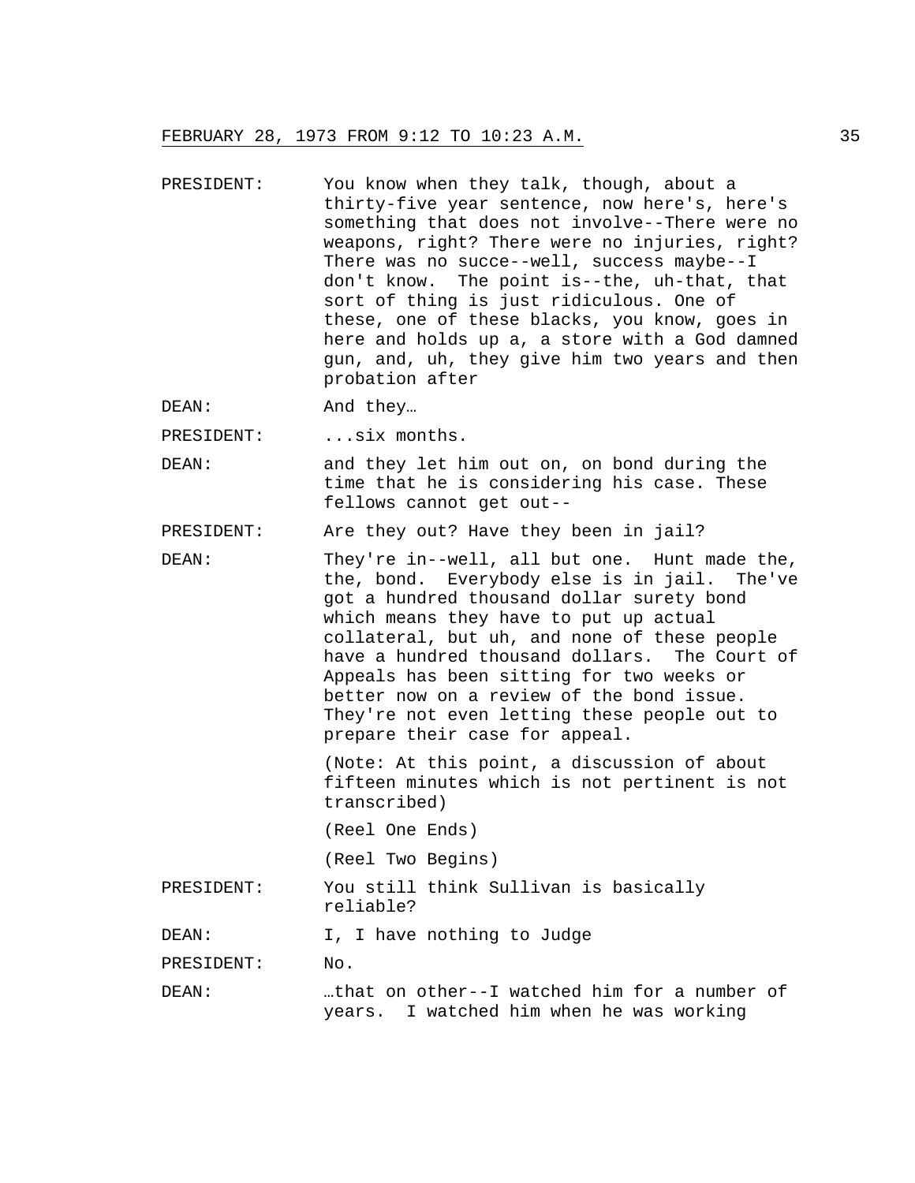FEBRUARY 28, 1973 FROM 9:12 TO 10:23 A.M.

PRESIDENT: You know when they talk, though, about a thirty-five year sentence, now here's, here's something that does not involve--There were no weapons, right? There were no injuries, right? There was no succe--well, success maybe--I don't know. The point is--the, uh-that, that sort of thing is just ridiculous. One of these, one of these blacks, you know, goes in here and holds up a, a store with a God damned gun, and, uh, they give him two years and then probation after

DEAN: And they…

PRESIDENT: ...six months.

DEAN: and they let him out on, on bond during the time that he is considering his case. These fellows cannot get out--

PRESIDENT: Are they out? Have they been in jail?

DEAN: They're in--well, all but one. Hunt made the, the, bond. Everybody else is in jail. The've got a hundred thousand dollar surety bond which means they have to put up actual collateral, but uh, and none of these people have a hundred thousand dollars. The Court of Appeals has been sitting for two weeks or better now on a review of the bond issue. They're not even letting these people out to prepare their case for appeal.

(Note: At this point, a discussion of about fifteen minutes which is not pertinent is not transcribed)

(Reel One Ends)

(Reel Two Begins)

PRESIDENT: You still think Sullivan is basically reliable?

DEAN: I, I have nothing to Judge

PRESIDENT: No.

DEAN: …that on other--I watched him for a number of years. I watched him when he was working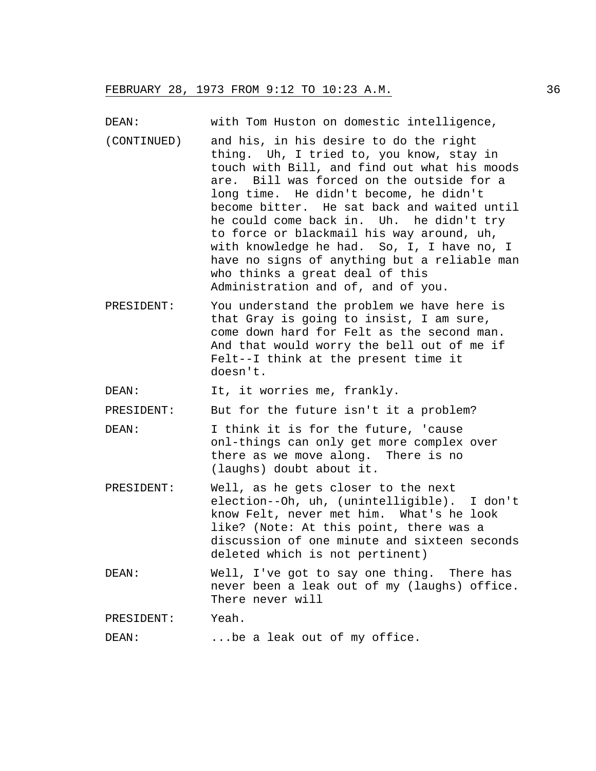DEAN: with Tom Huston on domestic intelligence,

(CONTINUED) and his, in his desire to do the right thing. Uh, I tried to, you know, stay in touch with Bill, and find out what his moods are. Bill was forced on the outside for a long time. He didn't become, he didn't become bitter. He sat back and waited until he could come back in. Uh. he didn't try to force or blackmail his way around, uh, with knowledge he had. So, I, I have no, I have no signs of anything but a reliable man who thinks a great deal of this Administration and of, and of you.

PRESIDENT: You understand the problem we have here is that Gray is going to insist, I am sure, come down hard for Felt as the second man. And that would worry the bell out of me if Felt--I think at the present time it doesn't.

DEAN: It, it worries me, frankly.

PRESIDENT: But for the future isn't it a problem?

DEAN: I think it is for the future, 'cause onl-things can only get more complex over there as we move along. There is no (laughs) doubt about it.

PRESIDENT: Well, as he gets closer to the next election--Oh, uh, (unintelligible). I don't know Felt, never met him. What's he look like? (Note: At this point, there was a discussion of one minute and sixteen seconds deleted which is not pertinent)

DEAN: Well, I've got to say one thing. There has never been a leak out of my (laughs) office. There never will

PRESIDENT: Yeah.

DEAN: ...be a leak out of my office.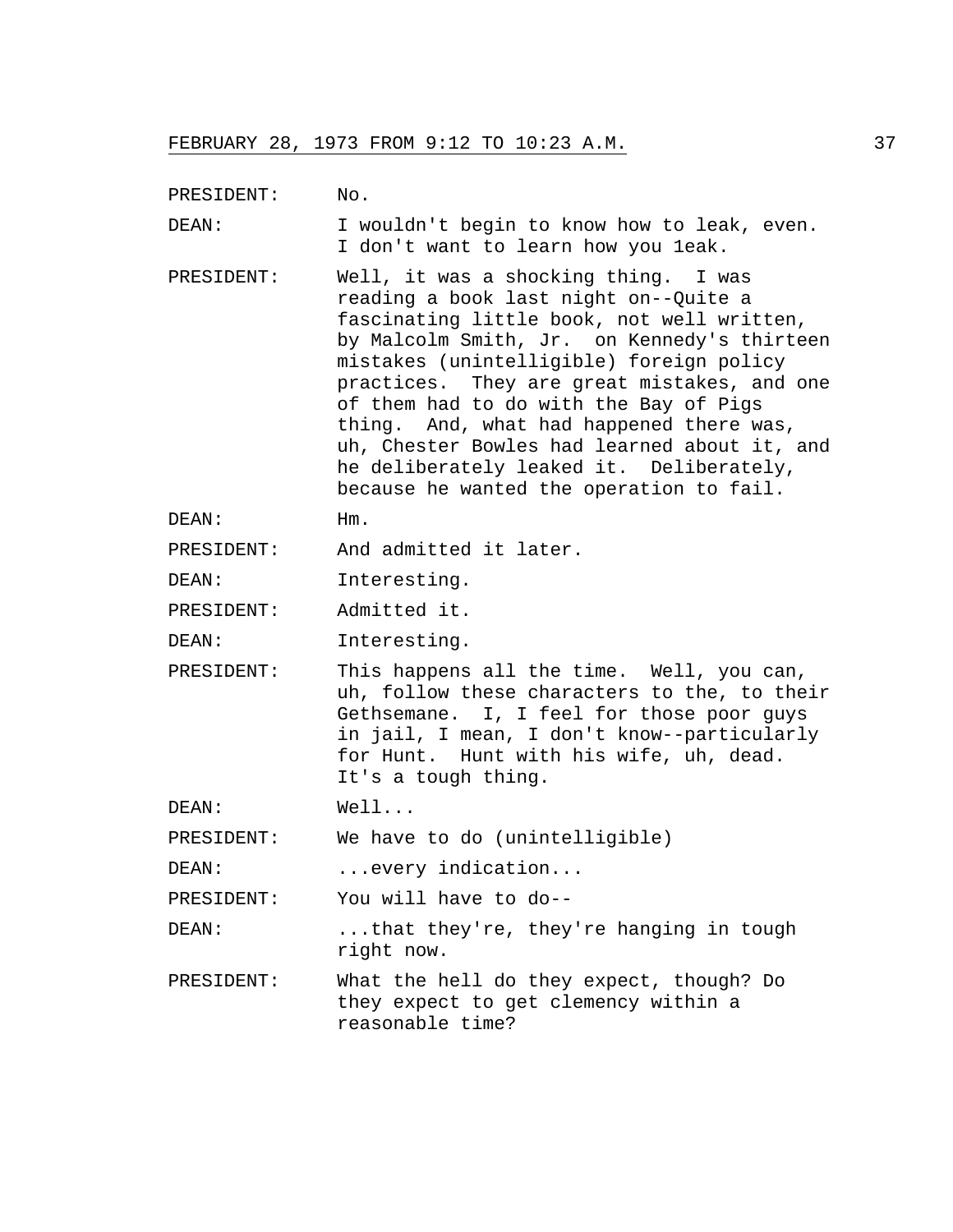PRESIDENT: No.

DEAN: I wouldn't begin to know how to leak, even. I don't want to learn how you 1eak.

PRESIDENT: Well, it was a shocking thing. I was reading a book last night on--Quite a fascinating little book, not well written, by Malcolm Smith, Jr. on Kennedy's thirteen mistakes (unintelligible) foreign policy practices. They are great mistakes, and one of them had to do with the Bay of Pigs thing. And, what had happened there was, uh, Chester Bowles had learned about it, and he deliberately leaked it. Deliberately, because he wanted the operation to fail.

DEAN: Hm.

PRESIDENT: And admitted it later.

DEAN: Interesting.

PRESIDENT: Admitted it.

DEAN: Interesting.

PRESIDENT: This happens all the time. Well, you can, uh, follow these characters to the, to their Gethsemane. I, I feel for those poor guys in jail, I mean, I don't know--particularly for Hunt. Hunt with his wife, uh, dead. It's a tough thing.

DEAN: Well...

PRESIDENT: We have to do (unintelligible)

DEAN: ...every indication...

PRESIDENT: You will have to do--

DEAN: ...that they're, they're hanging in tough right now.

PRESIDENT: What the hell do they expect, though? Do they expect to get clemency within a reasonable time?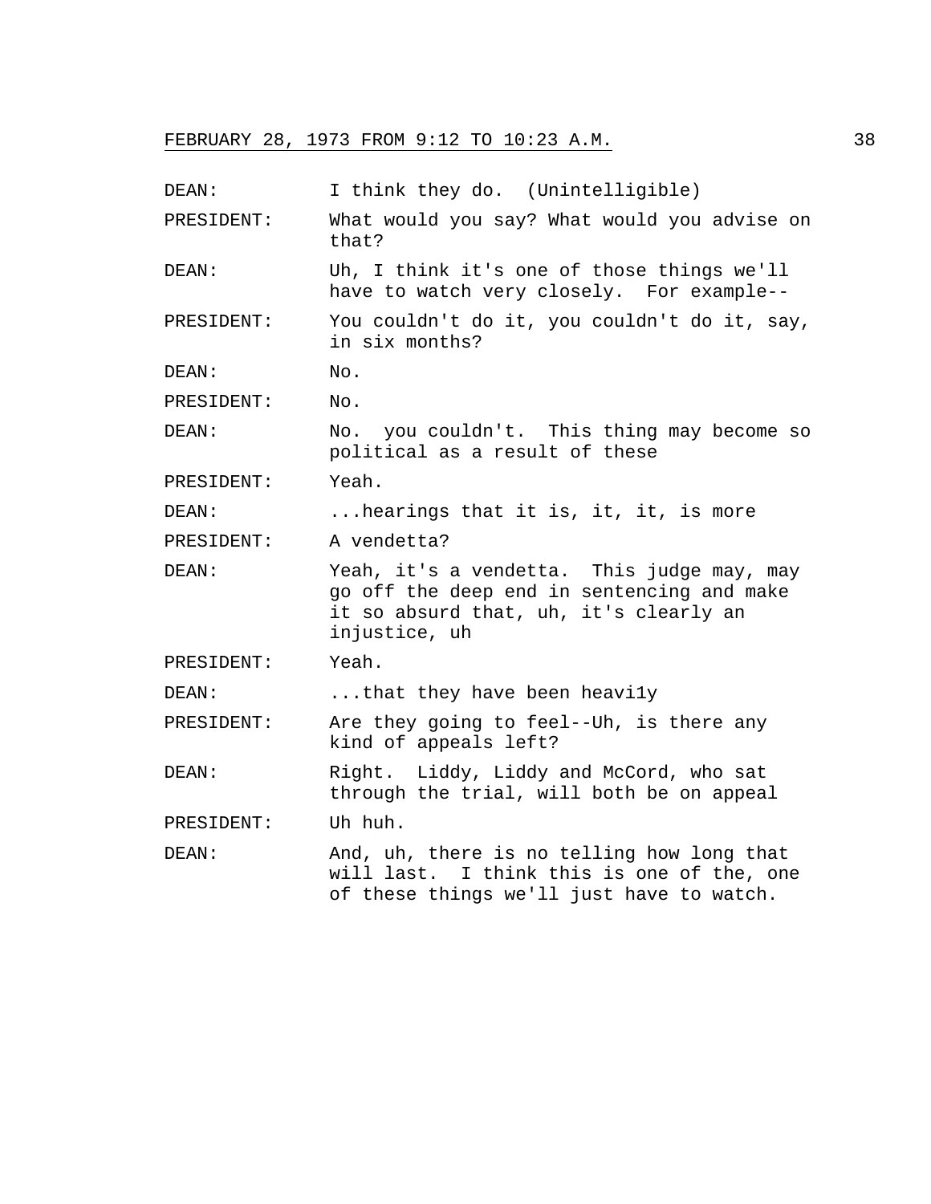DEAN: I think they do. (Unintelligible)

PRESIDENT: What would you say? What would you advise on that?

DEAN: Uh, I think it's one of those things we'll have to watch very closely. For example--

PRESIDENT: You couldn't do it, you couldn't do it, say, in six months?

DEAN: No.

PRESIDENT: No.

DEAN: No. you couldn't. This thing may become so political as a result of these

PRESIDENT: Yeah.

DEAN: ...hearings that it is, it, it, is more

PRESIDENT: A vendetta?

DEAN: Yeah, it's a vendetta. This judge may, may go off the deep end in sentencing and make it so absurd that, uh, it's clearly an injustice, uh

PRESIDENT: Yeah.

DEAN: ...that they have been heavi1y

PRESIDENT: Are they going to feel--Uh, is there any kind of appeals left?

DEAN: Right. Liddy, Liddy and McCord, who sat through the trial, will both be on appeal

PRESIDENT: Uh huh.

DEAN: And, uh, there is no telling how long that will last. I think this is one of the, one of these things we'll just have to watch.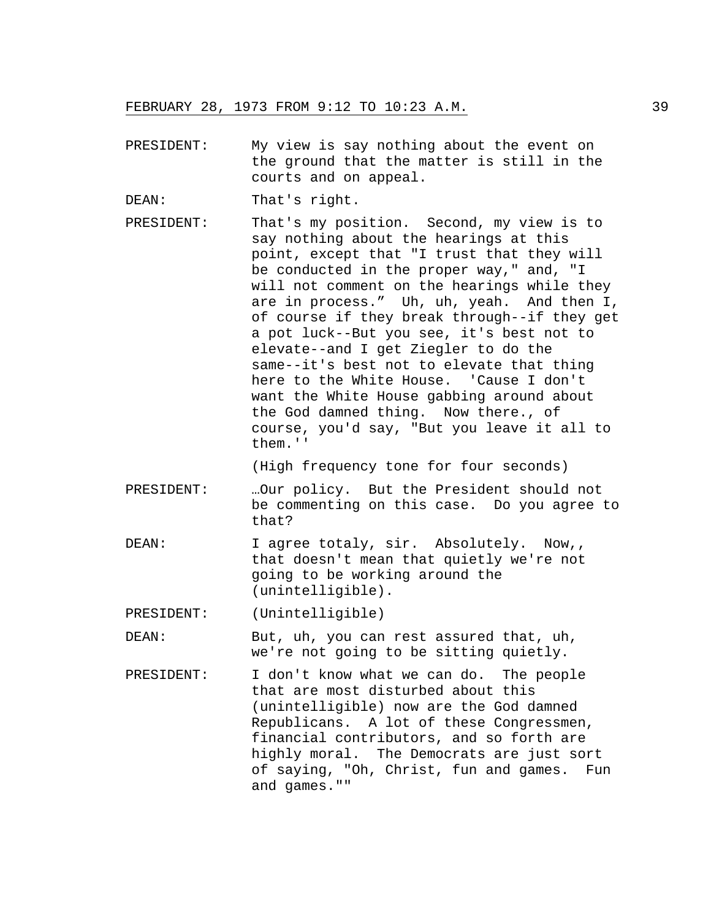PRESIDENT: My view is say nothing about the event on the ground that the matter is still in the courts and on appeal.

DEAN: That's right.

PRESIDENT: That's my position. Second, my view is to say nothing about the hearings at this point, except that "I trust that they will be conducted in the proper way," and, "I will not comment on the hearings while they are in process.” Uh, uh, yeah. And then I, of course if they break through--if they get a pot luck--But you see, it's best not to elevate--and I get Ziegler to do the same--it's best not to elevate that thing here to the White House. 'Cause I don't want the White House gabbing around about the God damned thing. Now there., of course, you'd say, "But you leave it all to them.''

(High frequency tone for four seconds)

PRESIDENT: …Our policy. But the President should not be commenting on this case. Do you agree to that?

DEAN: I agree totaly, sir. Absolutely. Now,, that doesn't mean that quietly we're not going to be working around the (unintelligible).

PRESIDENT: (Unintelligible)

DEAN: But, uh, you can rest assured that, uh, we're not going to be sitting quietly.

PRESIDENT: I don't know what we can do. The people that are most disturbed about this (unintelligible) now are the God damned Republicans. A lot of these Congressmen, financial contributors, and so forth are highly moral. The Democrats are just sort of saying, "Oh, Christ, fun and games. Fun and games.""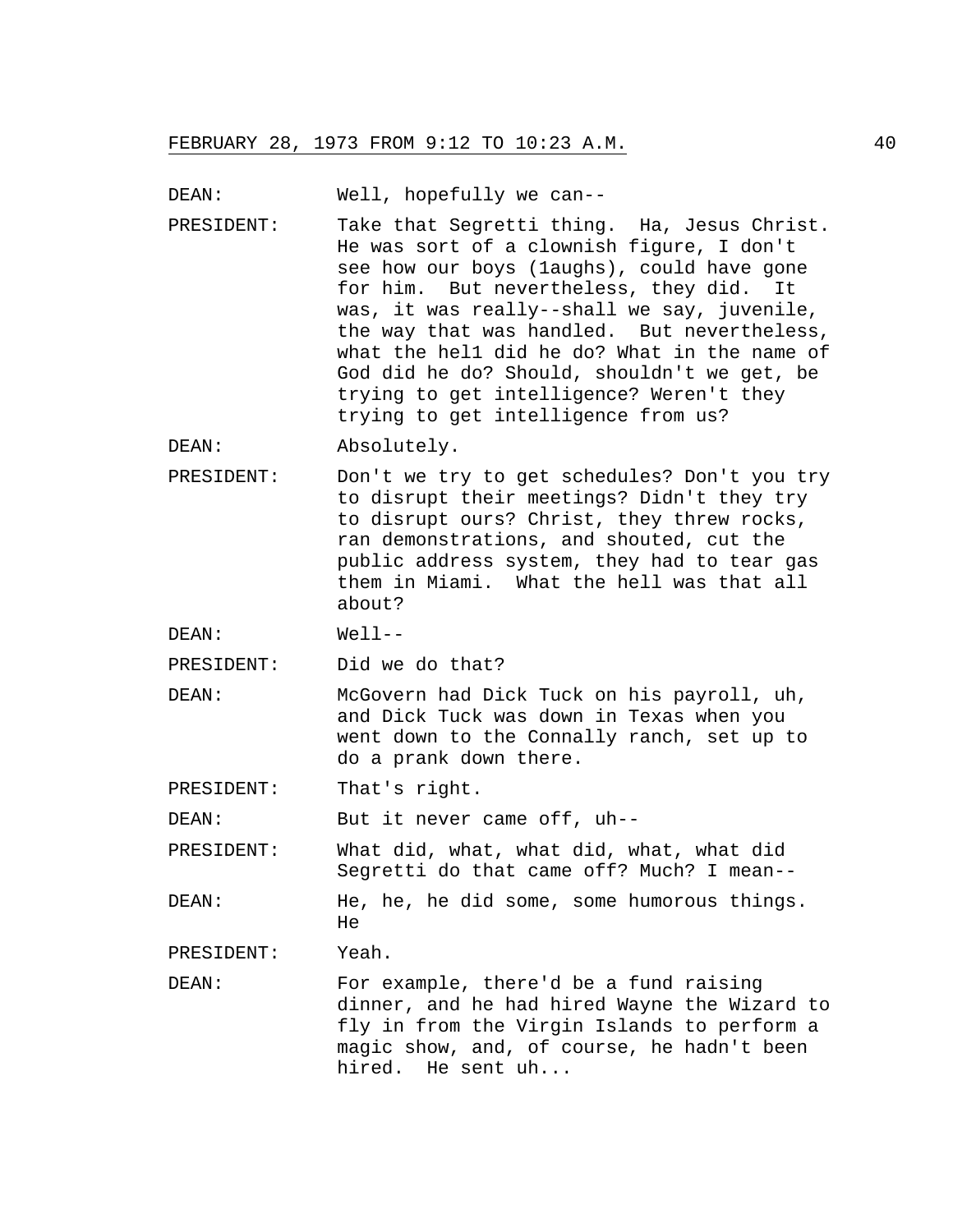DEAN: Well, hopefully we can--

PRESIDENT: Take that Segretti thing. Ha, Jesus Christ. He was sort of a clownish figure, I don't see how our boys (1aughs), could have gone for him. But nevertheless, they did. It was, it was really--shall we say, juvenile, the way that was handled. But nevertheless, what the hel1 did he do? What in the name of God did he do? Should, shouldn't we get, be trying to get intelligence? Weren't they trying to get intelligence from us?

DEAN: Absolutely.

PRESIDENT: Don't we try to get schedules? Don't you try to disrupt their meetings? Didn't they try to disrupt ours? Christ, they threw rocks, ran demonstrations, and shouted, cut the public address system, they had to tear gas them in Miami. What the hell was that all about?

DEAN: Well--

PRESIDENT: Did we do that?

DEAN: McGovern had Dick Tuck on his payroll, uh, and Dick Tuck was down in Texas when you went down to the Connally ranch, set up to do a prank down there.

PRESIDENT: That's right.

DEAN: But it never came off, uh--

PRESIDENT: What did, what, what did, what, what did Segretti do that came off? Much? I mean--

DEAN: He, he, he did some, some humorous things. He

PRESIDENT: Yeah.

DEAN: For example, there'd be a fund raising dinner, and he had hired Wayne the Wizard to fly in from the Virgin Islands to perform a magic show, and, of course, he hadn't been hired. He sent uh...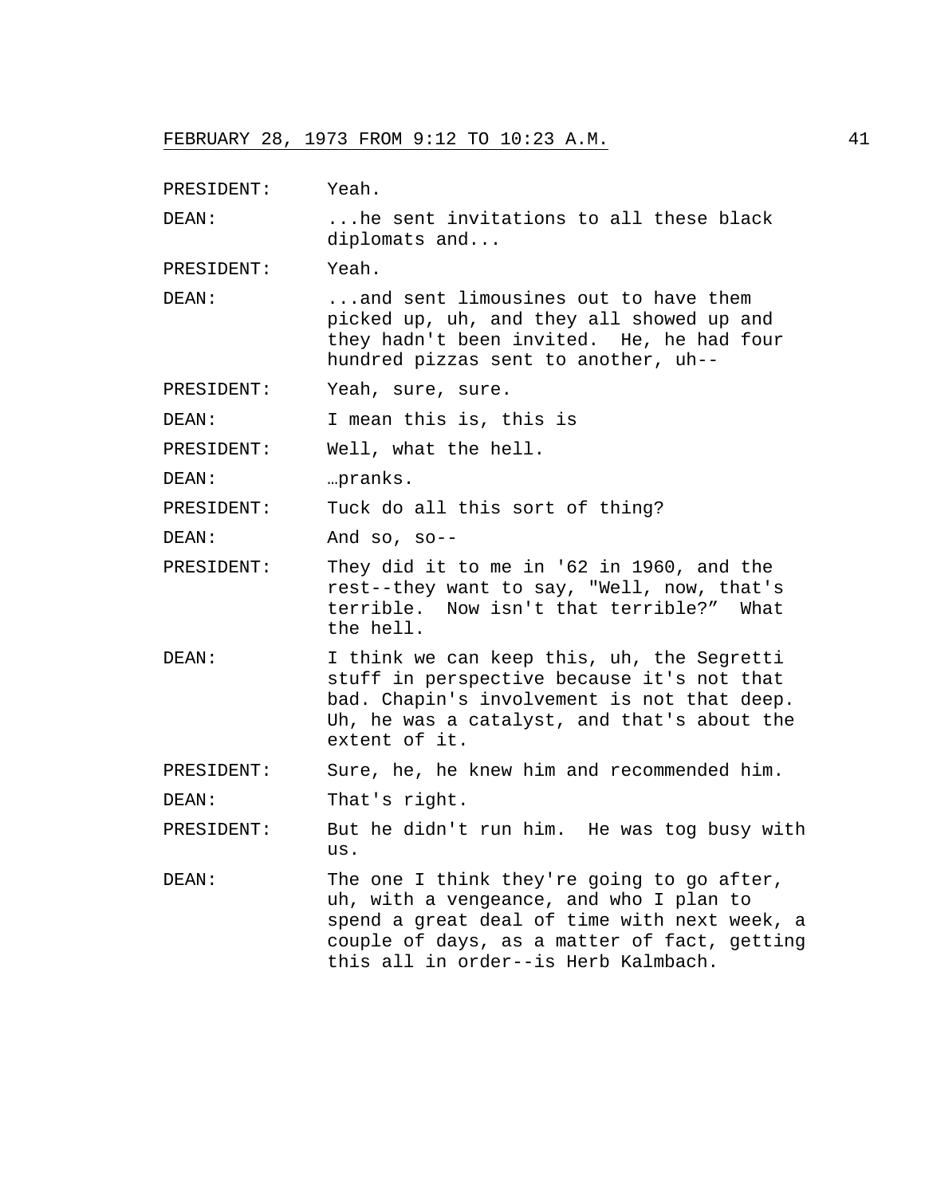PRESIDENT: Yeah.

DEAN: ...he sent invitations to all these black diplomats and...

PRESIDENT: Yeah.

DEAN: ...and sent limousines out to have them picked up, uh, and they all showed up and they hadn't been invited. He, he had four hundred pizzas sent to another, uh--

PRESIDENT: Yeah, sure, sure.

DEAN: I mean this is, this is

PRESIDENT: Well, what the hell.

DEAN: …pranks.

PRESIDENT: Tuck do all this sort of thing?

DEAN: And so, so--

PRESIDENT: They did it to me in '62 in 1960, and the rest--they want to say, "Well, now, that's terrible. Now isn't that terrible?" What the hell.

DEAN: I think we can keep this, uh, the Segretti stuff in perspective because it's not that bad. Chapin's involvement is not that deep. Uh, he was a catalyst, and that's about the extent of it.

PRESIDENT: Sure, he, he knew him and recommended him.

DEAN: That's right.

PRESIDENT: But he didn't run him. He was tog busy with us.

DEAN: The one I think they're going to go after, uh, with a vengeance, and who I plan to spend a great deal of time with next week, a couple of days, as a matter of fact, getting this all in order--is Herb Kalmbach.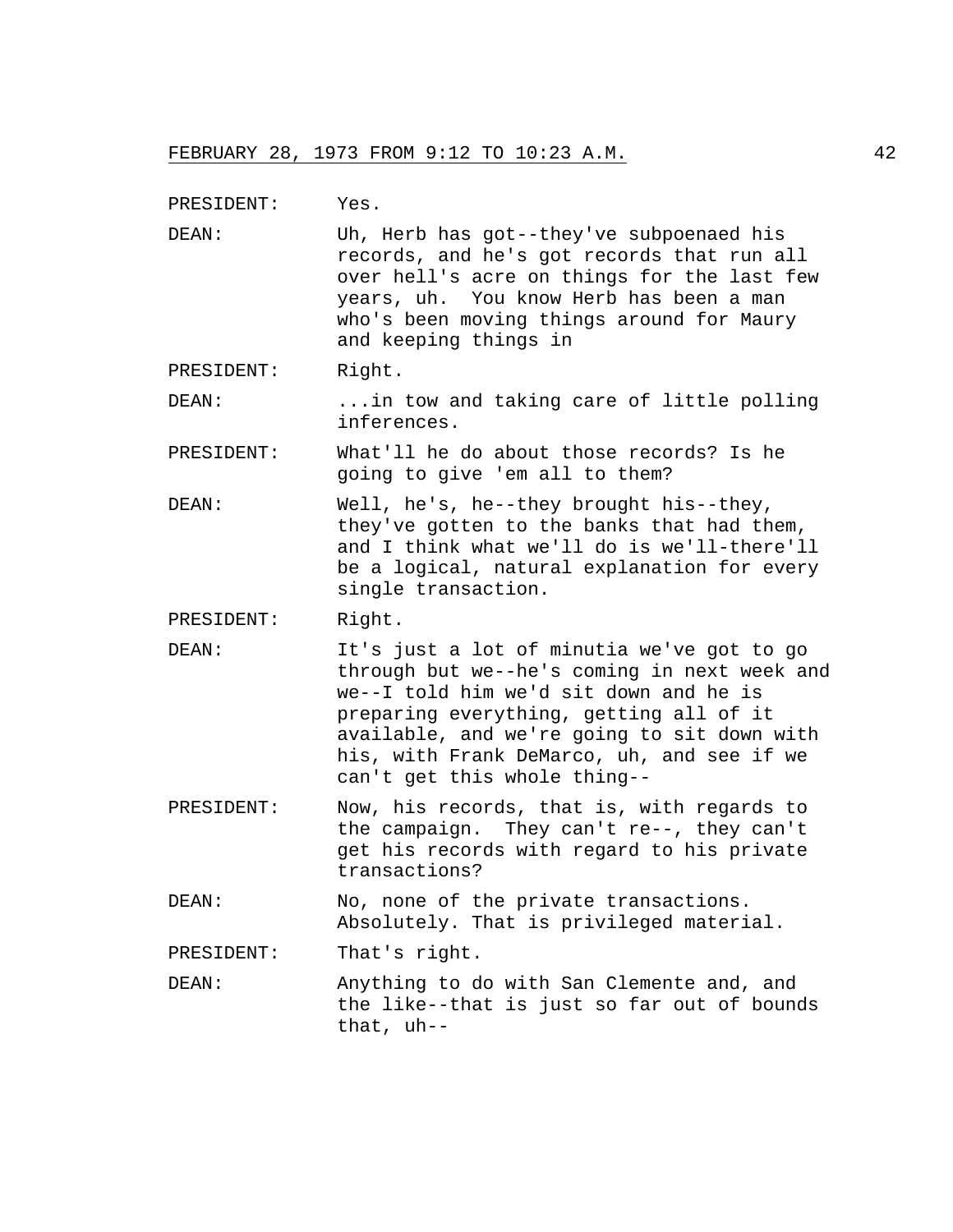PRESIDENT: Yes.

DEAN: Uh, Herb has got--they've subpoenaed his records, and he's got records that run all over hell's acre on things for the last few years, uh. You know Herb has been a man who's been moving things around for Maury and keeping things in

PRESIDENT: Right.

DEAN: ...in tow and taking care of little polling inferences.

PRESIDENT: What'll he do about those records? Is he going to give 'em all to them?

DEAN: Well, he's, he--they brought his--they, they've gotten to the banks that had them, and I think what we'll do is we'll-there'll be a logical, natural explanation for every single transaction.

PRESIDENT: Right.

DEAN: It's just a lot of minutia we've got to go through but we--he's coming in next week and we--I told him we'd sit down and he is preparing everything, getting all of it available, and we're going to sit down with his, with Frank DeMarco, uh, and see if we can't get this whole thing--

PRESIDENT: Now, his records, that is, with regards to the campaign. They can't re--, they can't get his records with regard to his private transactions?

DEAN: No, none of the private transactions. Absolutely. That is privileged material.

PRESIDENT: That's right.

DEAN: Anything to do with San Clemente and, and the like--that is just so far out of bounds that, uh--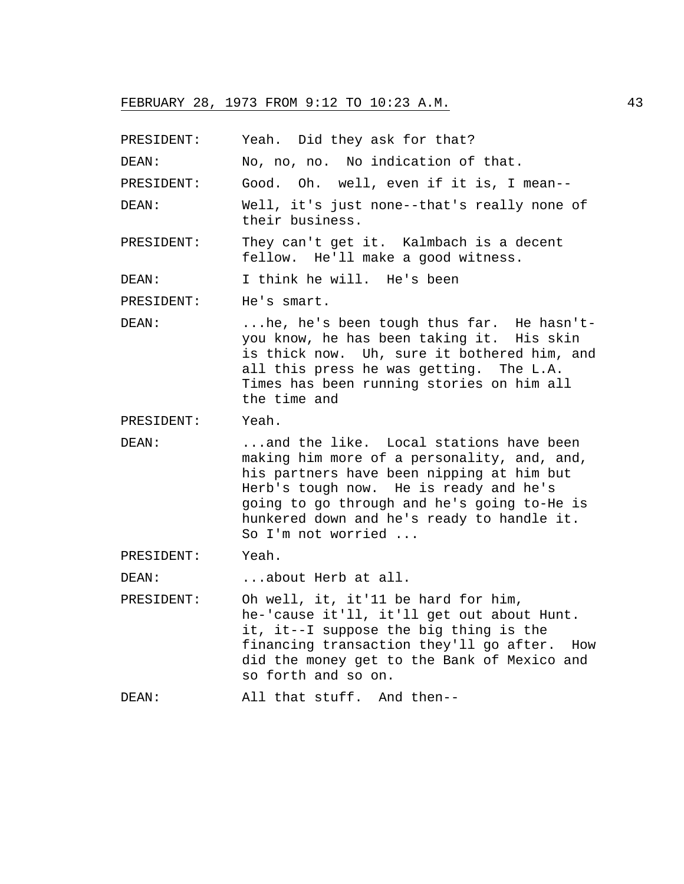PRESIDENT: Yeah. Did they ask for that?

DEAN: No, no, no. No indication of that.

PRESIDENT: Good. Oh. well, even if it is, I mean--

DEAN: Well, it's just none--that's really none of their business.

PRESIDENT: They can't get it. Kalmbach is a decent fellow. He'll make a good witness.

DEAN: I think he will. He's been

PRESIDENT: He's smart.

DEAN: ...he, he's been tough thus far. He hasn't- you know, he has been taking it. His skin is thick now. Uh, sure it bothered him, and all this press he was getting. The L.A. Times has been running stories on him all the time and

PRESIDENT: Yeah.

DEAN: ...and the like. Local stations have been making him more of a personality, and, and, his partners have been nipping at him but Herb's tough now. He is ready and he's going to go through and he's going to-He is hunkered down and he's ready to handle it. So I'm not worried ...

PRESIDENT: Yeah.

DEAN: ...about Herb at all.

PRESIDENT: Oh well, it, it'11 be hard for him, he-'cause it'll, it'll get out about Hunt. it, it--I suppose the big thing is the financing transaction they'll go after. How did the money get to the Bank of Mexico and so forth and so on.

DEAN: All that stuff. And then--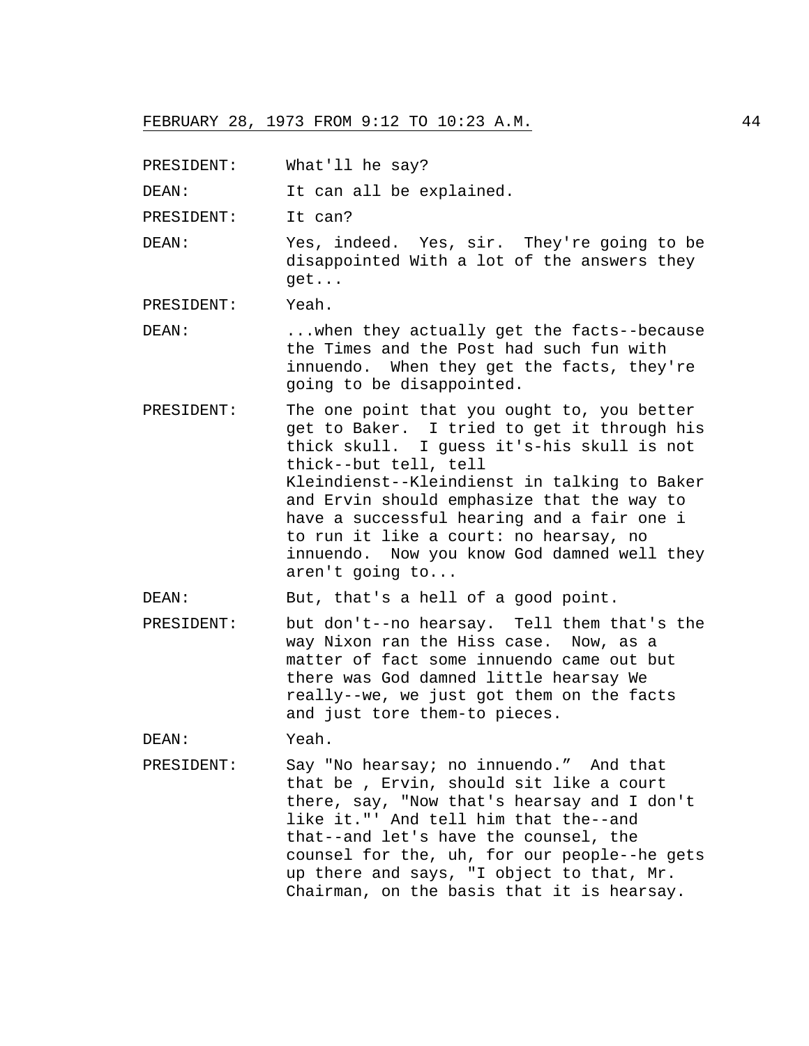PRESIDENT: What'll he say?

DEAN: It can all be explained.

PRESIDENT: It can?

DEAN: Yes, indeed. Yes, sir. They're going to be disappointed With a lot of the answers they get...

PRESIDENT: Yeah.

DEAN: ...when they actually get the facts--because the Times and the Post had such fun with innuendo. When they get the facts, they're going to be disappointed.

PRESIDENT: The one point that you ought to, you better get to Baker. I tried to get it through his thick skull. I guess it's-his skull is not thick--but tell, tell Kleindienst--Kleindienst in talking to Baker and Ervin should emphasize that the way to have a successful hearing and a fair one i to run it like a court: no hearsay, no innuendo. Now you know God damned well they aren't going to...

DEAN: But, that's a hell of a good point.

PRESIDENT: but don't--no hearsay. Tell them that's the way Nixon ran the Hiss case. Now, as a matter of fact some innuendo came out but there was God damned little hearsay We really--we, we just got them on the facts and just tore them-to pieces.

DEAN: Yeah.

PRESIDENT: Say "No hearsay; no innuendo.” And that that be , Ervin, should sit like a court there, say, "Now that's hearsay and I don't like it."' And tell him that the--and that--and let's have the counsel, the counsel for the, uh, for our people--he gets up there and says, "I object to that, Mr. Chairman, on the basis that it is hearsay.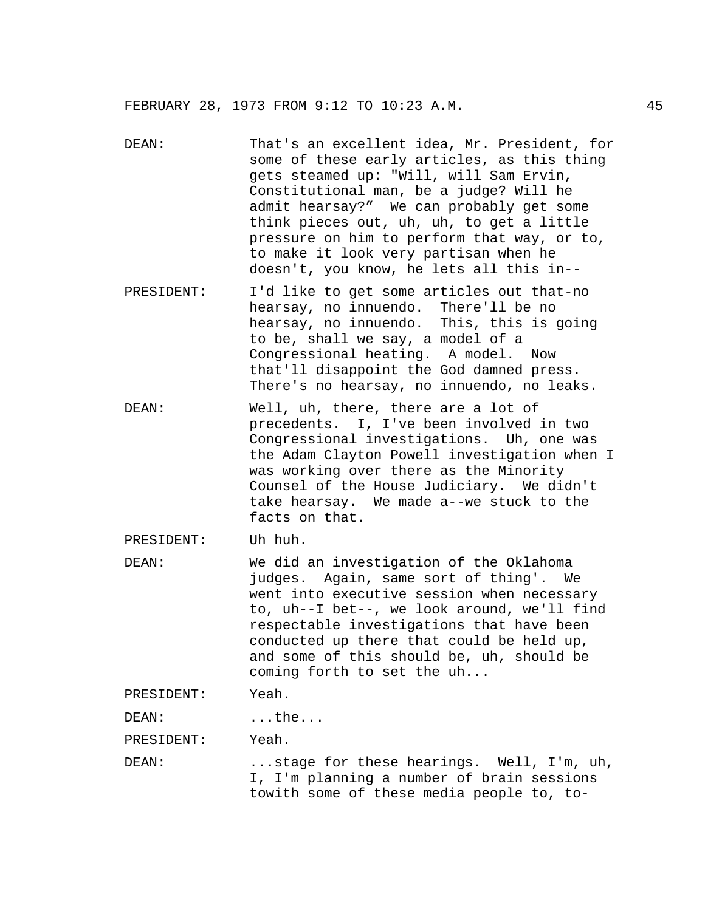DEAN: That's an excellent idea, Mr. President, for some of these early articles, as this thing gets steamed up: "Will, will Sam Ervin, Constitutional man, be a judge? Will he admit hearsay?" We can probably get some think pieces out, uh, uh, to get a little pressure on him to perform that way, or to, to make it look very partisan when he doesn't, you know, he lets all this in--

PRESIDENT: I'd like to get some articles out that-no hearsay, no innuendo. There'll be no hearsay, no innuendo. This, this is going to be, shall we say, a model of a Congressional heating. A model. Now that'll disappoint the God damned press. There's no hearsay, no innuendo, no leaks.

DEAN: Well, uh, there, there are a lot of precedents. I, I've been involved in two Congressional investigations. Uh, one was the Adam Clayton Powell investigation when I was working over there as the Minority Counsel of the House Judiciary. We didn't take hearsay. We made a--we stuck to the facts on that.

PRESIDENT: Uh huh.

DEAN: We did an investigation of the Oklahoma judges. Again, same sort of thing'. We went into executive session when necessary to, uh--I bet--, we look around, we'll find respectable investigations that have been conducted up there that could be held up, and some of this should be, uh, should be coming forth to set the uh...

PRESIDENT: Yeah.

DEAN: ...the...

PRESIDENT: Yeah.

DEAN: ...stage for these hearings. Well, I'm, uh, I, I'm planning a number of brain sessions towith some of these media people to, to-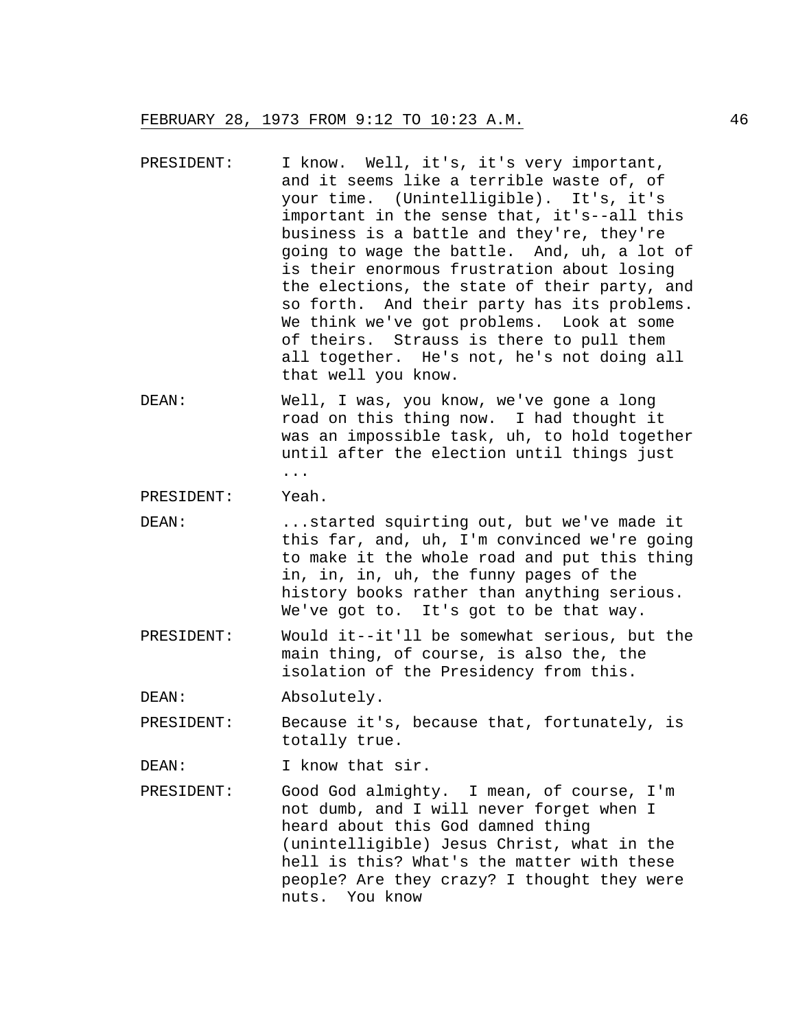PRESIDENT: I know. Well, it's, it's very important, and it seems like a terrible waste of, of your time. (Unintelligible). It's, it's important in the sense that, it's--all this business is a battle and they're, they're going to wage the battle. And, uh, a lot of is their enormous frustration about losing the elections, the state of their party, and so forth. And their party has its problems. We think we've got problems. Look at some of theirs. Strauss is there to pull them all together. He's not, he's not doing all that well you know.

DEAN: Well, I was, you know, we've gone a long road on this thing now. I had thought it was an impossible task, uh, to hold together until after the election until things just ...

PRESIDENT: Yeah.

DEAN: ...started squirting out, but we've made it this far, and, uh, I'm convinced we're going to make it the whole road and put this thing in, in, in, uh, the funny pages of the history books rather than anything serious. We've got to. It's got to be that way.

PRESIDENT: Would it--it'll be somewhat serious, but the main thing, of course, is also the, the isolation of the Presidency from this.

DEAN: Absolutely.

PRESIDENT: Because it's, because that, fortunately, is totally true.

DEAN: I know that sir.

PRESIDENT: Good God almighty. I mean, of course, I'm not dumb, and I will never forget when I heard about this God damned thing (unintelligible) Jesus Christ, what in the hell is this? What's the matter with these people? Are they crazy? I thought they were nuts. You know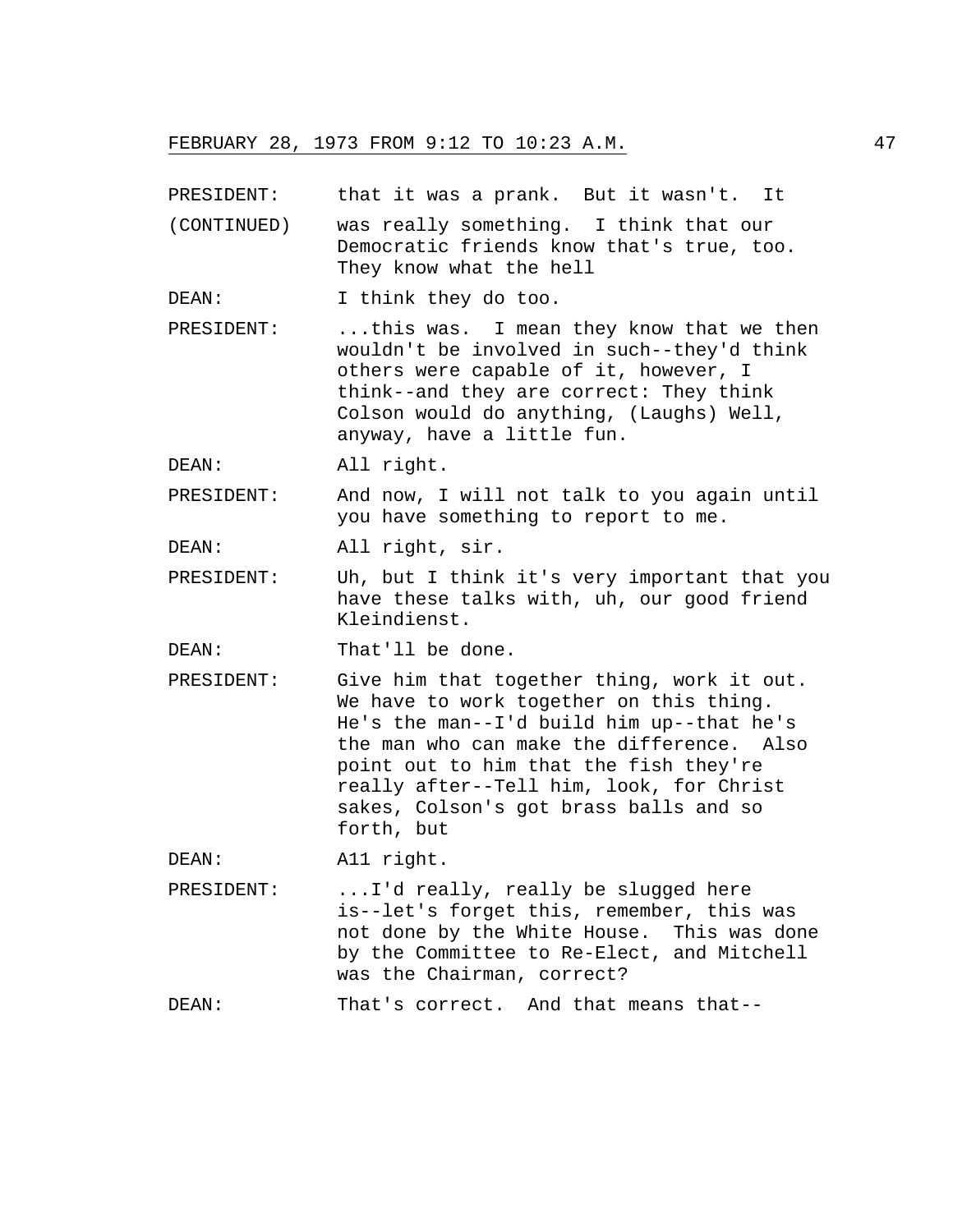PRESIDENT: that it was a prank. But it wasn't. It
(CONTINUED) was really something. I think that our Democratic friends know that's true, too. They know what the hell

DEAN: I think they do too.

PRESIDENT: ...this was. I mean they know that we then wouldn't be involved in such--they'd think others were capable of it, however, I think--and they are correct: They think Colson would do anything, (Laughs) Well, anyway, have a little fun.

DEAN: All right.

PRESIDENT: And now, I will not talk to you again until you have something to report to me.

DEAN: All right, sir.

PRESIDENT: Uh, but I think it's very important that you have these talks with, uh, our good friend Kleindienst.

DEAN: That'll be done.

PRESIDENT: Give him that together thing, work it out. We have to work together on this thing. He's the man--I'd build him up--that he's the man who can make the difference. Also point out to him that the fish they're really after--Tell him, look, for Christ sakes, Colson's got brass balls and so forth, but

DEAN: A11 right.

PRESIDENT: ...I'd really, really be slugged here is--let's forget this, remember, this was not done by the White House. This was done by the Committee to Re-Elect, and Mitchell was the Chairman, correct?

DEAN: That's correct. And that means that--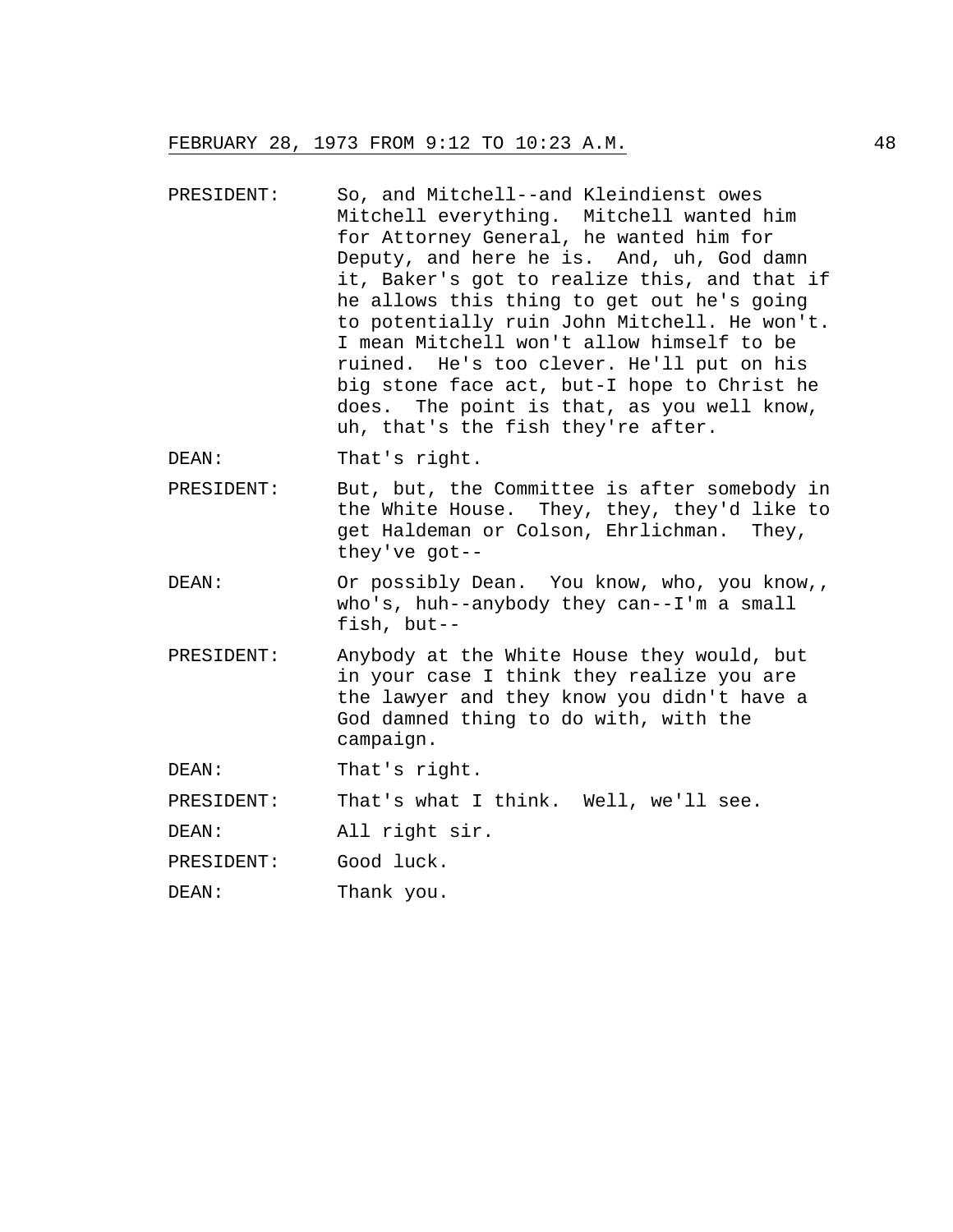PRESIDENT: So, and Mitchell--and Kleindienst owes Mitchell everything. Mitchell wanted him for Attorney General, he wanted him for Deputy, and here he is. And, uh, God damn it, Baker's got to realize this, and that if he allows this thing to get out he's going to potentially ruin John Mitchell. He won't. I mean Mitchell won't allow himself to be ruined. He's too clever. He'll put on his big stone face act, but-I hope to Christ he does. The point is that, as you well know, uh, that's the fish they're after.

DEAN: That's right.

PRESIDENT: But, but, the Committee is after somebody in the White House. They, they, they'd like to get Haldeman or Colson, Ehrlichman. They, they've got--

DEAN: Or possibly Dean. You know, who, you know,, who's, huh--anybody they can--I'm a small fish, but--

PRESIDENT: Anybody at the White House they would, but in your case I think they realize you are the lawyer and they know you didn't have a God damned thing to do with, with the campaign.

DEAN: That's right.

PRESIDENT: That's what I think. Well, we'll see.

DEAN: All right sir.

PRESIDENT: Good luck.

DEAN: Thank you.